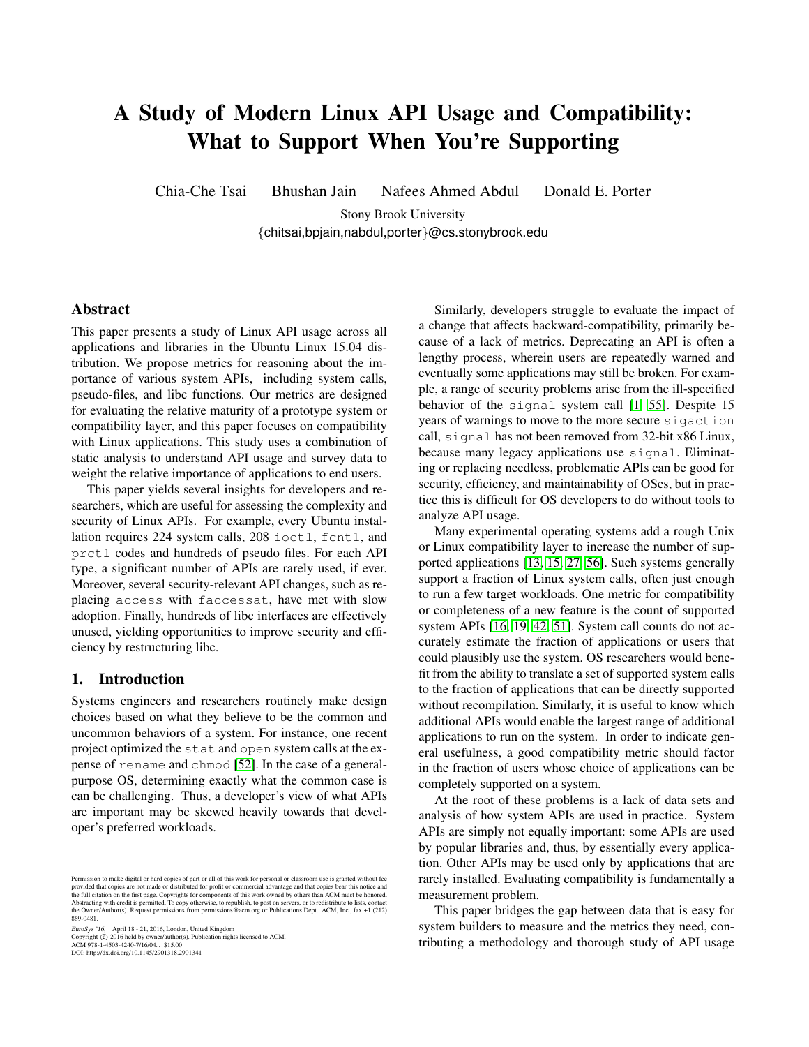# A Study of Modern Linux API Usage and Compatibility: What to Support When You're Supporting

Chia-Che Tsai Bhushan Jain Nafees Ahmed Abdul Donald E. Porter

Stony Brook University

{chitsai,bpjain,nabdul,porter}@cs.stonybrook.edu

## Abstract

This paper presents a study of Linux API usage across all applications and libraries in the Ubuntu Linux 15.04 distribution. We propose metrics for reasoning about the importance of various system APIs, including system calls, pseudo-files, and libc functions. Our metrics are designed for evaluating the relative maturity of a prototype system or compatibility layer, and this paper focuses on compatibility with Linux applications. This study uses a combination of static analysis to understand API usage and survey data to weight the relative importance of applications to end users.

This paper yields several insights for developers and researchers, which are useful for assessing the complexity and security of Linux APIs. For example, every Ubuntu installation requires 224 system calls, 208 `ioctl`, `fcntl`, and `prctl` codes and hundreds of pseudo files. For each API type, a significant number of APIs are rarely used, if ever. Moreover, several security-relevant API changes, such as replacing `access` with `faccessat`, have met with slow adoption. Finally, hundreds of libc interfaces are effectively unused, yielding opportunities to improve security and efficiency by restructuring libc.

## 1. Introduction

Systems engineers and researchers routinely make design choices based on what they believe to be the common and uncommon behaviors of a system. For instance, one recent project optimized the `stat` and `open` system calls at the expense of `rename` and `chmod` [52]. In the case of a general-purpose OS, determining exactly what the common case is can be challenging. Thus, a developer's view of what APIs are important may be skewed heavily towards that developer's preferred workloads.

Similarly, developers struggle to evaluate the impact of a change that affects backward-compatibility, primarily because of a lack of metrics. Deprecating an API is often a lengthy process, wherein users are repeatedly warned and eventually some applications may still be broken. For example, a range of security problems arise from the ill-specified behavior of the `signal` system call [1, 55]. Despite 15 years of warnings to move to the more secure `sigaction` call, `signal` has not been removed from 32-bit x86 Linux, because many legacy applications use `signal`. Eliminating or replacing needless, problematic APIs can be good for security, efficiency, and maintainability of OSes, but in practice this is difficult for OS developers to do without tools to analyze API usage.

Many experimental operating systems add a rough Unix or Linux compatibility layer to increase the number of supported applications [13, 15, 27, 56]. Such systems generally support a fraction of Linux system calls, often just enough to run a few target workloads. One metric for compatibility or completeness of a new feature is the count of supported system APIs [16, 19, 42, 51]. System call counts do not accurately estimate the fraction of applications or users that could plausibly use the system. OS researchers would benefit from the ability to translate a set of supported system calls to the fraction of applications that can be directly supported without recompilation. Similarly, it is useful to know which additional APIs would enable the largest range of additional applications to run on the system. In order to indicate general usefulness, a good compatibility metric should factor in the fraction of users whose choice of applications can be completely supported on a system.

At the root of these problems is a lack of data sets and analysis of how system APIs are used in practice. System APIs are simply not equally important: some APIs are used by popular libraries and, thus, by essentially every application. Other APIs may be used only by applications that are rarely installed. Evaluating compatibility is fundamentally a measurement problem.

This paper bridges the gap between data that is easy for system builders to measure and the metrics they need, contributing a methodology and thorough study of API usage

Permission to make digital or hard copies of part or all of this work for personal or classroom use is granted without fee provided that copies are not made or distributed for profit or commercial advantage and that copies bear this notice and the full citation on the first page. Copyrights for components of this work owned by others than ACM must be honored. Abstracting with credit is permitted. To copy otherwise, to republish, to post on servers, or to redistribute to lists, contact the Owner/Author(s). Request permissions from permissions@acm.org or Publications Dept., ACM, Inc., fax +1 (212) 869-0481.

*EuroSys '16*, April 18 - 21, 2016, London, United Kingdom
Copyright © 2016 held by owner/author(s). Publication rights licensed to ACM.
ACM 978-1-4503-4240-7/16/04...$15.00
DOI: http://dx.doi.org/10.1145/2901318.2901341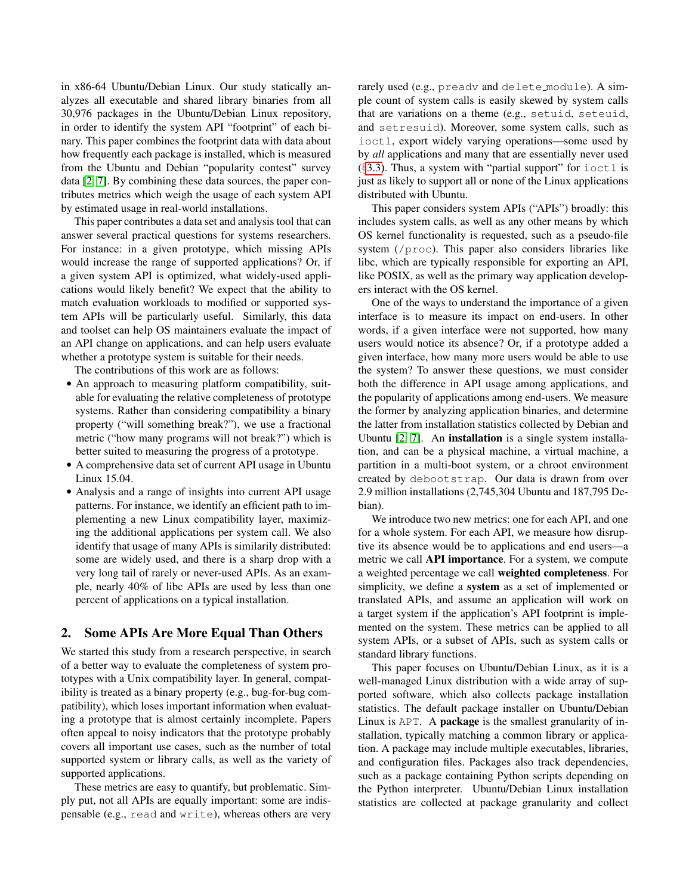in x86-64 Ubuntu/Debian Linux. Our study statically analyzes all executable and shared library binaries from all 30,976 packages in the Ubuntu/Debian Linux repository, in order to identify the system API "footprint" of each binary. This paper combines the footprint data with data about how frequently each package is installed, which is measured from the Ubuntu and Debian "popularity contest" survey data [2, 7]. By combining these data sources, the paper contributes metrics which weigh the usage of each system API by estimated usage in real-world installations.

This paper contributes a data set and analysis tool that can answer several practical questions for systems researchers. For instance: in a given prototype, which missing APIs would increase the range of supported applications? Or, if a given system API is optimized, what widely-used applications would likely benefit? We expect that the ability to match evaluation workloads to modified or supported system APIs will be particularly useful. Similarly, this data and toolset can help OS maintainers evaluate the impact of an API change on applications, and can help users evaluate whether a prototype system is suitable for their needs.

The contributions of this work are as follows:

- An approach to measuring platform compatibility, suitable for evaluating the relative completeness of prototype systems. Rather than considering compatibility a binary property ("will something break?"), we use a fractional metric ("how many programs will not break?") which is better suited to measuring the progress of a prototype.
- A comprehensive data set of current API usage in Ubuntu Linux 15.04.
- Analysis and a range of insights into current API usage patterns. For instance, we identify an efficient path to implementing a new Linux compatibility layer, maximizing the additional applications per system call. We also identify that usage of many APIs is similarily distributed: some are widely used, and there is a sharp drop with a very long tail of rarely or never-used APIs. As an example, nearly 40% of libc APIs are used by less than one percent of applications on a typical installation.

## 2. Some APIs Are More Equal Than Others

We started this study from a research perspective, in search of a better way to evaluate the completeness of system prototypes with a Unix compatibility layer. In general, compatibility is treated as a binary property (e.g., bug-for-bug compatibility), which loses important information when evaluating a prototype that is almost certainly incomplete. Papers often appeal to noisy indicators that the prototype probably covers all important use cases, such as the number of total supported system or library calls, as well as the variety of supported applications.

These metrics are easy to quantify, but problematic. Simply put, not all APIs are equally important: some are indispensable (e.g., `read` and `write`), whereas others are very rarely used (e.g., `preadv` and `delete_module`). A simple count of system calls is easily skewed by system calls that are variations on a theme (e.g., `setuid`, `seteuid`, and `setresuid`). Moreover, some system calls, such as `ioctl`, export widely varying operations—some used by by *all* applications and many that are essentially never used (§3.3). Thus, a system with "partial support" for `ioctl` is just as likely to support all or none of the Linux applications distributed with Ubuntu.

This paper considers system APIs ("APIs") broadly: this includes system calls, as well as any other means by which OS kernel functionality is requested, such as a pseudo-file system (`/proc`). This paper also considers libraries like libc, which are typically responsible for exporting an API, like POSIX, as well as the primary way application developers interact with the OS kernel.

One of the ways to understand the importance of a given interface is to measure its impact on end-users. In other words, if a given interface were not supported, how many users would notice its absence? Or, if a prototype added a given interface, how many more users would be able to use the system? To answer these questions, we must consider both the difference in API usage among applications, and the popularity of applications among end-users. We measure the former by analyzing application binaries, and determine the latter from installation statistics collected by Debian and Ubuntu [2, 7]. An **installation** is a single system installation, and can be a physical machine, a virtual machine, a partition in a multi-boot system, or a chroot environment created by `debootstrap`. Our data is drawn from over 2.9 million installations (2,745,304 Ubuntu and 187,795 Debian).

We introduce two new metrics: one for each API, and one for a whole system. For each API, we measure how disruptive its absence would be to applications and end users—a metric we call **API importance**. For a system, we compute a weighted percentage we call **weighted completeness**. For simplicity, we define a **system** as a set of implemented or translated APIs, and assume an application will work on a target system if the application's API footprint is implemented on the system. These metrics can be applied to all system APIs, or a subset of APIs, such as system calls or standard library functions.

This paper focuses on Ubuntu/Debian Linux, as it is a well-managed Linux distribution with a wide array of supported software, which also collects package installation statistics. The default package installer on Ubuntu/Debian Linux is `APT`. A **package** is the smallest granularity of installation, typically matching a common library or application. A package may include multiple executables, libraries, and configuration files. Packages also track dependencies, such as a package containing Python scripts depending on the Python interpreter. Ubuntu/Debian Linux installation statistics are collected at package granularity and collect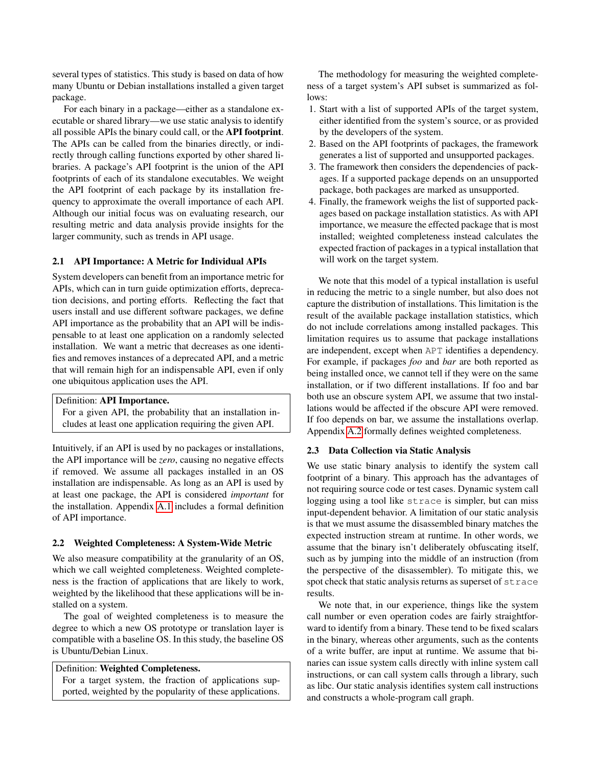several types of statistics. This study is based on data of how many Ubuntu or Debian installations installed a given target package.

For each binary in a package—either as a standalone executable or shared library—we use static analysis to identify all possible APIs the binary could call, or the **API footprint**. The APIs can be called from the binaries directly, or indirectly through calling functions exported by other shared libraries. A package's API footprint is the union of the API footprints of each of its standalone executables. We weight the API footprint of each package by its installation frequency to approximate the overall importance of each API. Although our initial focus was on evaluating research, our resulting metric and data analysis provide insights for the larger community, such as trends in API usage.

### 2.1 API Importance: A Metric for Individual APIs

System developers can benefit from an importance metric for APIs, which can in turn guide optimization efforts, deprecation decisions, and porting efforts. Reflecting the fact that users install and use different software packages, we define API importance as the probability that an API will be indispensable to at least one application on a randomly selected installation. We want a metric that decreases as one identifies and removes instances of a deprecated API, and a metric that will remain high for an indispensable API, even if only one ubiquitous application uses the API.

> Definition: **API Importance.**
> For a given API, the probability that an installation includes at least one application requiring the given API.

Intuitively, if an API is used by no packages or installations, the API importance will be *zero*, causing no negative effects if removed. We assume all packages installed in an OS installation are indispensable. As long as an API is used by at least one package, the API is considered *important* for the installation. Appendix A.1 includes a formal definition of API importance.

### 2.2 Weighted Completeness: A System-Wide Metric

We also measure compatibility at the granularity of an OS, which we call weighted completeness. Weighted completeness is the fraction of applications that are likely to work, weighted by the likelihood that these applications will be installed on a system.

The goal of weighted completeness is to measure the degree to which a new OS prototype or translation layer is compatible with a baseline OS. In this study, the baseline OS is Ubuntu/Debian Linux.

> Definition: **Weighted Completeness.**
> For a target system, the fraction of applications supported, weighted by the popularity of these applications.

The methodology for measuring the weighted completeness of a target system's API subset is summarized as follows:

1. Start with a list of supported APIs of the target system, either identified from the system's source, or as provided by the developers of the system.
2. Based on the API footprints of packages, the framework generates a list of supported and unsupported packages.
3. The framework then considers the dependencies of packages. If a supported package depends on an unsupported package, both packages are marked as unsupported.
4. Finally, the framework weighs the list of supported packages based on package installation statistics. As with API importance, we measure the effected package that is most installed; weighted completeness instead calculates the expected fraction of packages in a typical installation that will work on the target system.

We note that this model of a typical installation is useful in reducing the metric to a single number, but also does not capture the distribution of installations. This limitation is the result of the available package installation statistics, which do not include correlations among installed packages. This limitation requires us to assume that package installations are independent, except when `APT` identifies a dependency. For example, if packages *foo* and *bar* are both reported as being installed once, we cannot tell if they were on the same installation, or if two different installations. If foo and bar both use an obscure system API, we assume that two installations would be affected if the obscure API were removed. If foo depends on bar, we assume the installations overlap. Appendix A.2 formally defines weighted completeness.

### 2.3 Data Collection via Static Analysis

We use static binary analysis to identify the system call footprint of a binary. This approach has the advantages of not requiring source code or test cases. Dynamic system call logging using a tool like `strace` is simpler, but can miss input-dependent behavior. A limitation of our static analysis is that we must assume the disassembled binary matches the expected instruction stream at runtime. In other words, we assume that the binary isn't deliberately obfuscating itself, such as by jumping into the middle of an instruction (from the perspective of the disassembler). To mitigate this, we spot check that static analysis returns as superset of `strace` results.

We note that, in our experience, things like the system call number or even operation codes are fairly straightforward to identify from a binary. These tend to be fixed scalars in the binary, whereas other arguments, such as the contents of a write buffer, are input at runtime. We assume that binaries can issue system calls directly with inline system call instructions, or can call system calls through a library, such as libc. Our static analysis identifies system call instructions and constructs a whole-program call graph.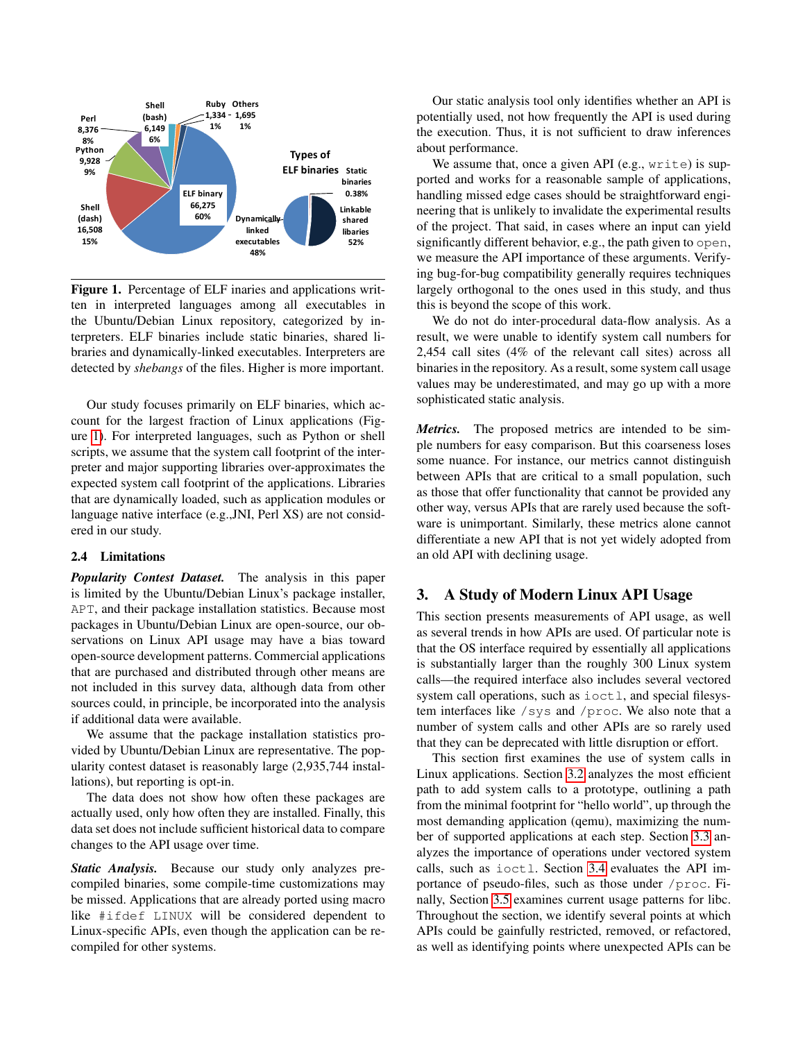Shell (bash) 6,149 6%

Ruby 1,334 - 1%

Others 1,695 1%

Perl 8,376 8%

Python 9,928 9%

Shell (dash) 16,508 15%

ELF binary 66,275 60%

Types of ELF binaries

Static binaries 0.38%

Dynamically linked executables 48%

Linkable shared libaries 52%

**Figure 1.** Percentage of ELF inaries and applications written in interpreted languages among all executables in the Ubuntu/Debian Linux repository, categorized by interpreters. ELF binaries include static binaries, shared libraries and dynamically-linked executables. Interpreters are detected by *shebangs* of the files. Higher is more important.

Our study focuses primarily on ELF binaries, which account for the largest fraction of Linux applications (Figure 1). For interpreted languages, such as Python or shell scripts, we assume that the system call footprint of the interpreter and major supporting libraries over-approximates the expected system call footprint of the applications. Libraries that are dynamically loaded, such as application modules or language native interface (e.g.,JNI, Perl XS) are not considered in our study.

### 2.4 Limitations

***Popularity Contest Dataset.*** The analysis in this paper is limited by the Ubuntu/Debian Linux's package installer, APT, and their package installation statistics. Because most packages in Ubuntu/Debian Linux are open-source, our observations on Linux API usage may have a bias toward open-source development patterns. Commercial applications that are purchased and distributed through other means are not included in this survey data, although data from other sources could, in principle, be incorporated into the analysis if additional data were available.

We assume that the package installation statistics provided by Ubuntu/Debian Linux are representative. The popularity contest dataset is reasonably large (2,935,744 installations), but reporting is opt-in.

The data does not show how often these packages are actually used, only how often they are installed. Finally, this data set does not include sufficient historical data to compare changes to the API usage over time.

***Static Analysis.*** Because our study only analyzes pre-compiled binaries, some compile-time customizations may be missed. Applications that are already ported using macro like #ifdef LINUX will be considered dependent to Linux-specific APIs, even though the application can be re-compiled for other systems.

Our static analysis tool only identifies whether an API is potentially used, not how frequently the API is used during the execution. Thus, it is not sufficient to draw inferences about performance.

We assume that, once a given API (e.g., write) is supported and works for a reasonable sample of applications, handling missed edge cases should be straightforward engineering that is unlikely to invalidate the experimental results of the project. That said, in cases where an input can yield significantly different behavior, e.g., the path given to open, we measure the API importance of these arguments. Verifying bug-for-bug compatibility generally requires techniques largely orthogonal to the ones used in this study, and thus this is beyond the scope of this work.

We do not do inter-procedural data-flow analysis. As a result, we were unable to identify system call numbers for 2,454 call sites (4% of the relevant call sites) across all binaries in the repository. As a result, some system call usage values may be underestimated, and may go up with a more sophisticated static analysis.

***Metrics.*** The proposed metrics are intended to be simple numbers for easy comparison. But this coarseness loses some nuance. For instance, our metrics cannot distinguish between APIs that are critical to a small population, such as those that offer functionality that cannot be provided any other way, versus APIs that are rarely used because the software is unimportant. Similarly, these metrics alone cannot differentiate a new API that is not yet widely adopted from an old API with declining usage.

## 3. A Study of Modern Linux API Usage

This section presents measurements of API usage, as well as several trends in how APIs are used. Of particular note is that the OS interface required by essentially all applications is substantially larger than the roughly 300 Linux system calls—the required interface also includes several vectored system call operations, such as ioctl, and special filesystem interfaces like /sys and /proc. We also note that a number of system calls and other APIs are so rarely used that they can be deprecated with little disruption or effort.

This section first examines the use of system calls in Linux applications. Section 3.2 analyzes the most efficient path to add system calls to a prototype, outlining a path from the minimal footprint for "hello world", up through the most demanding application (qemu), maximizing the number of supported applications at each step. Section 3.3 analyzes the importance of operations under vectored system calls, such as ioctl. Section 3.4 evaluates the API importance of pseudo-files, such as those under /proc. Finally, Section 3.5 examines current usage patterns for libc. Throughout the section, we identify several points at which APIs could be gainfully restricted, removed, or refactored, as well as identifying points where unexpected APIs can be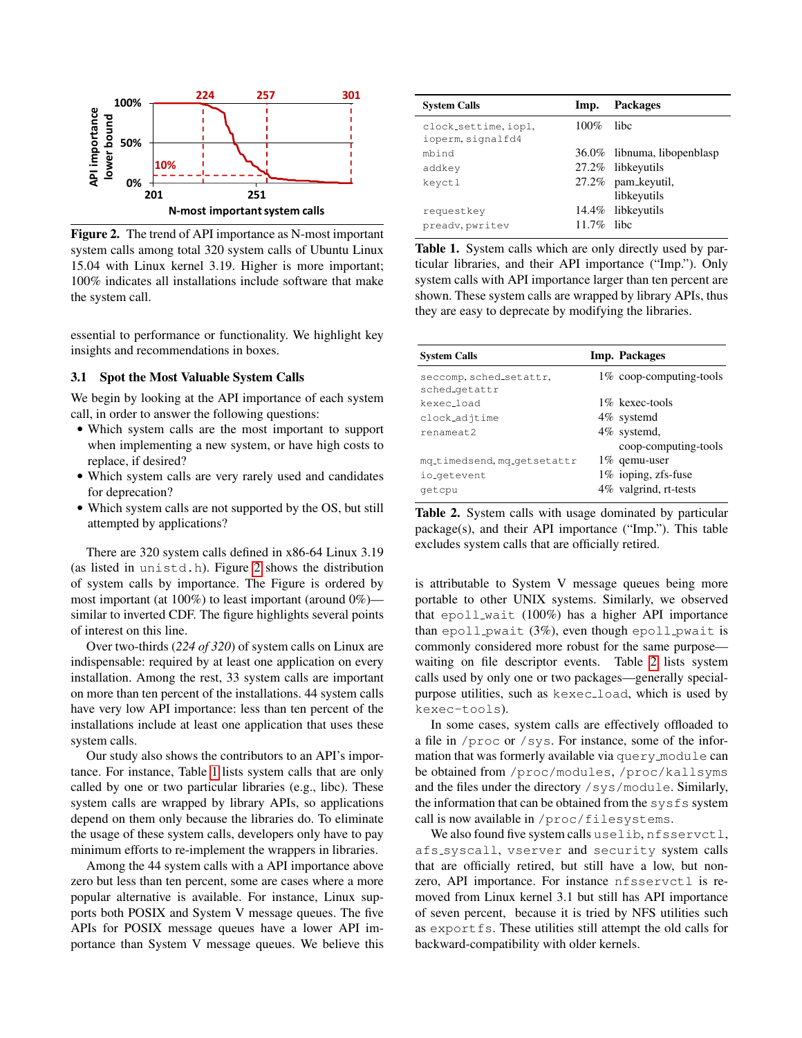Figure 2. The trend of API importance as N-most important system calls among total 320 system calls of Ubuntu Linux 15.04 with Linux kernel 3.19. Higher is more important; 100% indicates all installations include software that make the system call.

essential to performance or functionality. We highlight key insights and recommendations in boxes.

### 3.1 Spot the Most Valuable System Calls

We begin by looking at the API importance of each system call, in order to answer the following questions:

- Which system calls are the most important to support when implementing a new system, or have high costs to replace, if desired?
- Which system calls are very rarely used and candidates for deprecation?
- Which system calls are not supported by the OS, but still attempted by applications?

There are 320 system calls defined in x86-64 Linux 3.19 (as listed in `unistd.h`). Figure 2 shows the distribution of system calls by importance. The Figure is ordered by most important (at 100%) to least important (around 0%)—similar to inverted CDF. The figure highlights several points of interest on this line.

Over two-thirds (*224 of 320*) of system calls on Linux are indispensable: required by at least one application on every installation. Among the rest, 33 system calls are important on more than ten percent of the installations. 44 system calls have very low API importance: less than ten percent of the installations include at least one application that uses these system calls.

Our study also shows the contributors to an API's importance. For instance, Table 1 lists system calls that are only called by one or two particular libraries (e.g., libc). These system calls are wrapped by library APIs, so applications depend on them only because the libraries do. To eliminate the usage of these system calls, developers only have to pay minimum efforts to re-implement the wrappers in libraries.

Among the 44 system calls with a API importance above zero but less than ten percent, some are cases where a more popular alternative is available. For instance, Linux supports both POSIX and System V message queues. The five APIs for POSIX message queues have a lower API importance than System V message queues. We believe this

| System Calls | Imp. | Packages |
|---|---|---|
| `clock_settime`, `iopl`, `ioperm`, `signalfd4` | 100% | libc |
| `mbind` | 36.0% | libnuma, libopenblasp |
| `addkey` | 27.2% | libkeyutils |
| `keyctl` | 27.2% | pam_keyutil, libkeyutils |
| `requestkey` | 14.4% | libkeyutils |
| `preadv`, `pwritev` | 11.7% | libc |

**Table 1.** System calls which are only directly used by particular libraries, and their API importance ("Imp."). Only system calls with API importance larger than ten percent are shown. These system calls are wrapped by library APIs, thus they are easy to deprecate by modifying the libraries.

| System Calls | Imp. | Packages |
|---|---|---|
| `seccomp`, `sched_setattr`, `sched_getattr` | 1% | coop-computing-tools |
| `kexec_load` | 1% | kexec-tools |
| `clock_adjtime` | 4% | systemd |
| `renameat2` | 4% | systemd, coop-computing-tools |
| `mq_timedsend`, `mq_getsetattr` | 1% | qemu-user |
| `io_getevent` | 1% | ioping, zfs-fuse |
| `getcpu` | 4% | valgrind, rt-tests |

**Table 2.** System calls with usage dominated by particular package(s), and their API importance ("Imp."). This table excludes system calls that are officially retired.

is attributable to System V message queues being more portable to other UNIX systems. Similarly, we observed that `epoll_wait` (100%) has a higher API importance than `epoll_pwait` (3%), even though `epoll_pwait` is commonly considered more robust for the same purpose—waiting on file descriptor events. Table 2 lists system calls used by only one or two packages—generally special-purpose utilities, such as `kexec_load`, which is used by `kexec-tools`).

In some cases, system calls are effectively offloaded to a file in `/proc` or `/sys`. For instance, some of the information that was formerly available via `query_module` can be obtained from `/proc/modules`, `/proc/kallsyms` and the files under the directory `/sys/module`. Similarly, the information that can be obtained from the `sysfs` system call is now available in `/proc/filesystems`.

We also found five system calls `uselib`, `nfsservctl`, `afs_syscall`, `vserver` and `security` system calls that are officially retired, but still have a low, but non-zero, API importance. For instance `nfsservctl` is removed from Linux kernel 3.1 but still has API importance of seven percent, because it is tried by NFS utilities such as `exportfs`. These utilities still attempt the old calls for backward-compatibility with older kernels.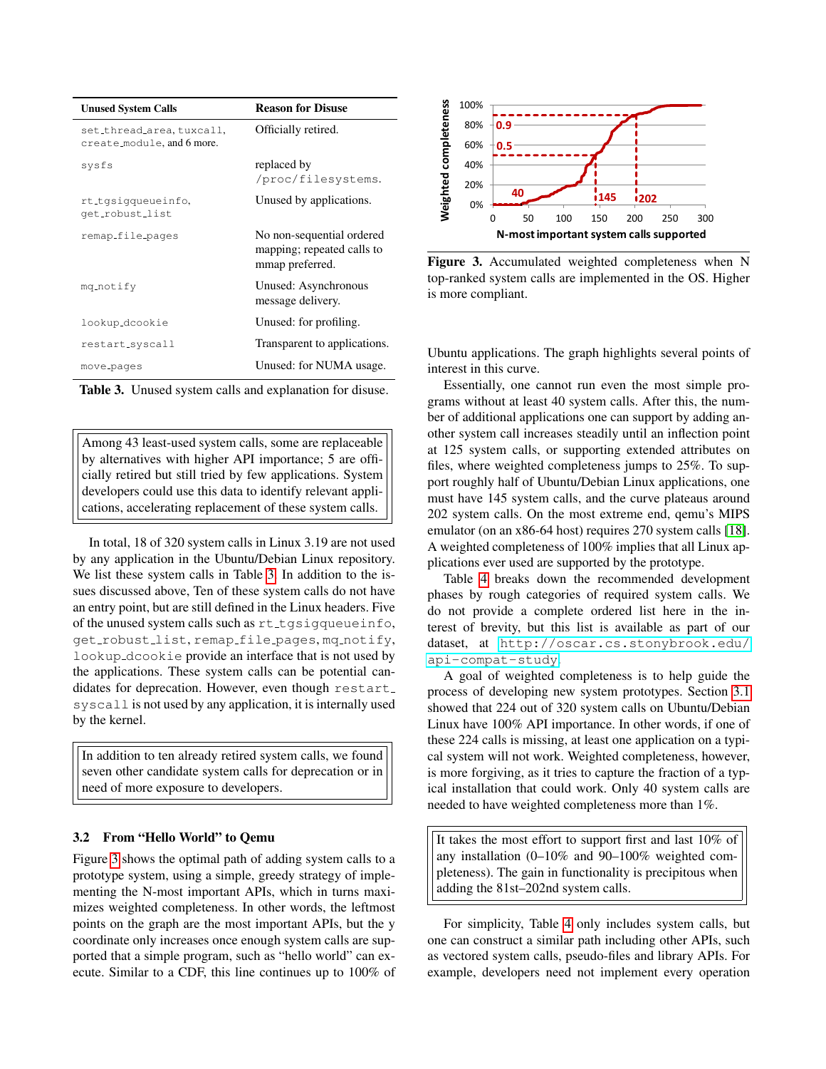| Unused System Calls | Reason for Disuse |
|---|---|
| set_thread_area, tuxcall, create_module, and 6 more. | Officially retired. |
| sysfs | replaced by /proc/filesystems. |
| rt_tgsigqueueinfo, get_robust_list | Unused by applications. |
| remap_file_pages | No non-sequential ordered mapping; repeated calls to mmap preferred. |
| mq_notify | Unused: Asynchronous message delivery. |
| lookup_dcookie | Unused: for profiling. |
| restart_syscall | Transparent to applications. |
| move_pages | Unused: for NUMA usage. |

**Table 3.** Unused system calls and explanation for disuse.

> Among 43 least-used system calls, some are replaceable by alternatives with higher API importance; 5 are officially retired but still tried by few applications. System developers could use this data to identify relevant applications, accelerating replacement of these system calls.

In total, 18 of 320 system calls in Linux 3.19 are not used by any application in the Ubuntu/Debian Linux repository. We list these system calls in Table 3. In addition to the issues discussed above, Ten of these system calls do not have an entry point, but are still defined in the Linux headers. Five of the unused system calls such as rt_tgsigqueueinfo, get_robust_list, remap_file_pages, mq_notify, lookup_dcookie provide an interface that is not used by the applications. These system calls can be potential candidates for deprecation. However, even though restart_syscall is not used by any application, it is internally used by the kernel.

> In addition to ten already retired system calls, we found seven other candidate system calls for deprecation or in need of more exposure to developers.

### 3.2 From "Hello World" to Qemu

Figure 3 shows the optimal path of adding system calls to a prototype system, using a simple, greedy strategy of implementing the N-most important APIs, which in turns maximizes weighted completeness. In other words, the leftmost points on the graph are the most important APIs, but the y coordinate only increases once enough system calls are supported that a simple program, such as "hello world" can execute. Similar to a CDF, this line continues up to 100% of Ubuntu applications. The graph highlights several points of interest in this curve.

**Figure 3.** Accumulated weighted completeness when N top-ranked system calls are implemented in the OS. Higher is more compliant.

Essentially, one cannot run even the most simple programs without at least 40 system calls. After this, the number of additional applications one can support by adding another system call increases steadily until an inflection point at 125 system calls, or supporting extended attributes on files, where weighted completeness jumps to 25%. To support roughly half of Ubuntu/Debian Linux applications, one must have 145 system calls, and the curve plateaus around 202 system calls. On the most extreme end, qemu's MIPS emulator (on an x86-64 host) requires 270 system calls [18]. A weighted completeness of 100% implies that all Linux applications ever used are supported by the prototype.

Table 4 breaks down the recommended development phases by rough categories of required system calls. We do not provide a complete ordered list here in the interest of brevity, but this list is available as part of our dataset, at http://oscar.cs.stonybrook.edu/api-compat-study.

A goal of weighted completeness is to help guide the process of developing new system prototypes. Section 3.1 showed that 224 out of 320 system calls on Ubuntu/Debian Linux have 100% API importance. In other words, if one of these 224 calls is missing, at least one application on a typical system will not work. Weighted completeness, however, is more forgiving, as it tries to capture the fraction of a typical installation that could work. Only 40 system calls are needed to have weighted completeness more than 1%.

> It takes the most effort to support first and last 10% of any installation (0–10% and 90–100% weighted completeness). The gain in functionality is precipitous when adding the 81st–202nd system calls.

For simplicity, Table 4 only includes system calls, but one can construct a similar path including other APIs, such as vectored system calls, pseudo-files and library APIs. For example, developers need not implement every operation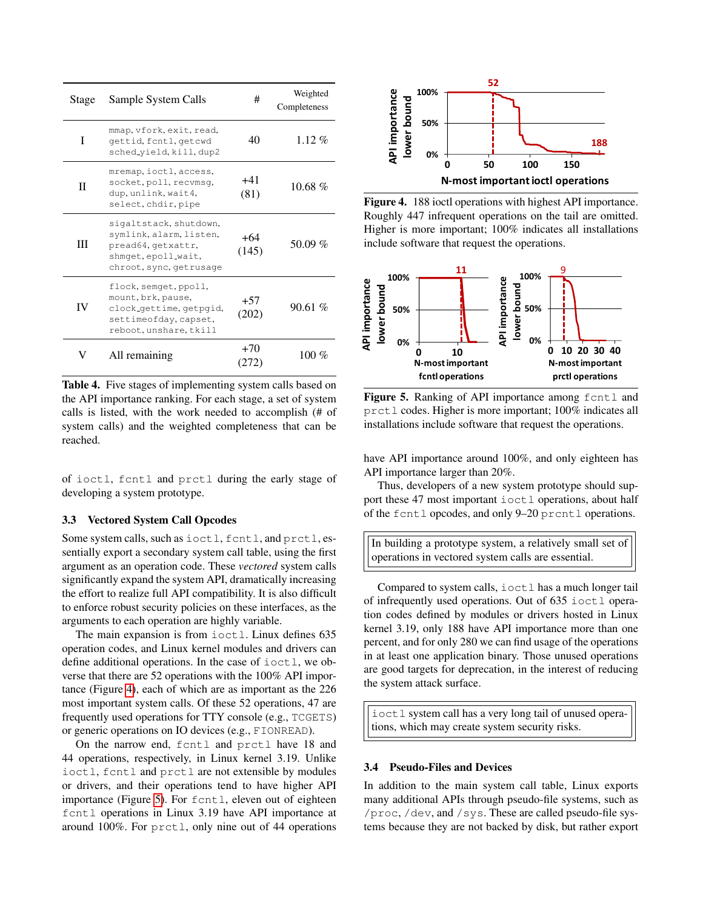| Stage | Sample System Calls | # | Weighted Completeness |
|---|---|---|---|
| I | mmap, vfork, exit, read, gettid, fcntl, getcwd sched_yield, kill, dup2 | 40 | 1.12 % |
| II | mremap, ioctl, access, socket, poll, recvmsg, dup, unlink, wait4, select, chdir, pipe | +41 (81) | 10.68 % |
| III | sigaltstack, shutdown, symlink, alarm, listen, pread64, getxattr, shmget, epoll_wait, chroot, sync, getrusage | +64 (145) | 50.09 % |
| IV | flock, semget, ppoll, mount, brk, pause, clock_gettime, getpgid, settimeofday, capset, reboot, unshare, tkill | +57 (202) | 90.61 % |
| V | All remaining | +70 (272) | 100 % |

**Table 4.** Five stages of implementing system calls based on the API importance ranking. For each stage, a set of system calls is listed, with the work needed to accomplish (# of system calls) and the weighted completeness that can be reached.

of ioctl, fcntl and prctl during the early stage of developing a system prototype.

### 3.3 Vectored System Call Opcodes

Some system calls, such as ioctl, fcntl, and prctl, essentially export a secondary system call table, using the first argument as an operation code. These *vectored* system calls significantly expand the system API, dramatically increasing the effort to realize full API compatibility. It is also difficult to enforce robust security policies on these interfaces, as the arguments to each operation are highly variable.

The main expansion is from ioctl. Linux defines 635 operation codes, and Linux kernel modules and drivers can define additional operations. In the case of ioctl, we obverse that there are 52 operations with the 100% API importance (Figure 4), each of which are as important as the 226 most important system calls. Of these 52 operations, 47 are frequently used operations for TTY console (e.g., TCGETS) or generic operations on IO devices (e.g., FIONREAD).

On the narrow end, fcntl and prctl have 18 and 44 operations, respectively, in Linux kernel 3.19. Unlike ioctl, fcntl and prctl are not extensible by modules or drivers, and their operations tend to have higher API importance (Figure 5). For fcntl, eleven out of eighteen fcntl operations in Linux 3.19 have API importance at around 100%. For prctl, only nine out of 44 operations have API importance around 100%, and only eighteen has API importance larger than 20%.

**Figure 4.** 188 ioctl operations with highest API importance. Roughly 447 infrequent operations on the tail are omitted. Higher is more important; 100% indicates all installations include software that request the operations.

**Figure 5.** Ranking of API importance among fcntl and prctl codes. Higher is more important; 100% indicates all installations include software that request the operations.

Thus, developers of a new system prototype should support these 47 most important ioctl operations, about half of the fcntl opcodes, and only 9–20 prcntl operations.

> In building a prototype system, a relatively small set of operations in vectored system calls are essential.

Compared to system calls, ioctl has a much longer tail of infrequently used operations. Out of 635 ioctl operation codes defined by modules or drivers hosted in Linux kernel 3.19, only 188 have API importance more than one percent, and for only 280 we can find usage of the operations in at least one application binary. Those unused operations are good targets for deprecation, in the interest of reducing the system attack surface.

> ioctl system call has a very long tail of unused operations, which may create system security risks.

### 3.4 Pseudo-Files and Devices

In addition to the main system call table, Linux exports many additional APIs through pseudo-file systems, such as /proc, /dev, and /sys. These are called pseudo-file systems because they are not backed by disk, but rather export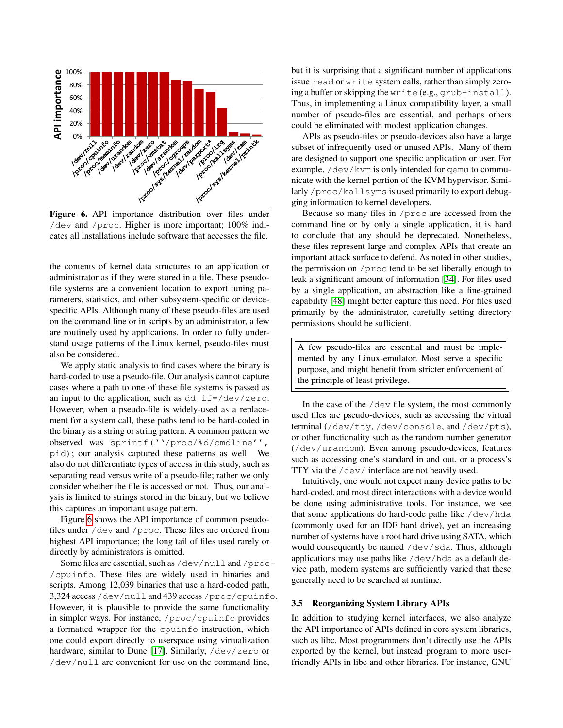API importance

100%
80%
60%
40%
20%
0%

/dev/null
/proc/cpuinfo
/proc/meminfo
/dev/urandom
/dev/random
/dev/zero
/proc/vmstat
/dev/srandom
/proc/cgroups
/proc/sys/kernel/random
/dev/parport*
/proc/irq
/proc/kallsyms
/dev/ram
/proc/sys/kernel/printk

**Figure 6.** API importance distribution over files under /dev and /proc. Higher is more important; 100% indicates all installations include software that accesses the file.

the contents of kernel data structures to an application or administrator as if they were stored in a file. These pseudo-file systems are a convenient location to export tuning parameters, statistics, and other subsystem-specific or device-specific APIs. Although many of these pseudo-files are used on the command line or in scripts by an administrator, a few are routinely used by applications. In order to fully understand usage patterns of the Linux kernel, pseudo-files must also be considered.

We apply static analysis to find cases where the binary is hard-coded to use a pseudo-file. Our analysis cannot capture cases where a path to one of these file systems is passed as an input to the application, such as `dd if=/dev/zero`. However, when a pseudo-file is widely-used as a replacement for a system call, these paths tend to be hard-coded in the binary as a string or string pattern. A common pattern we observed was `sprintf(''/proc/%d/cmdline'', pid)`; our analysis captured these patterns as well. We also do not differentiate types of access in this study, such as separating read versus write of a pseudo-file; rather we only consider whether the file is accessed or not. Thus, our analysis is limited to strings stored in the binary, but we believe this captures an important usage pattern.

Figure 6 shows the API importance of common pseudo-files under /dev and /proc. These files are ordered from highest API importance; the long tail of files used rarely or directly by administrators is omitted.

Some files are essential, such as /dev/null and /proc/cpuinfo. These files are widely used in binaries and scripts. Among 12,039 binaries that use a hard-coded path, 3,324 access /dev/null and 439 access /proc/cpuinfo. However, it is plausible to provide the same functionality in simpler ways. For instance, /proc/cpuinfo provides a formatted wrapper for the cpuinfo instruction, which one could export directly to userspace using virtualization hardware, similar to Dune [17]. Similarly, /dev/zero or /dev/null are convenient for use on the command line, but it is surprising that a significant number of applications issue read or write system calls, rather than simply zeroing a buffer or skipping the write (e.g., grub-install). Thus, in implementing a Linux compatibility layer, a small number of pseudo-files are essential, and perhaps others could be eliminated with modest application changes.

APIs as pseudo-files or pseudo-devices also have a large subset of infrequently used or unused APIs. Many of them are designed to support one specific application or user. For example, /dev/kvm is only intended for qemu to communicate with the kernel portion of the KVM hypervisor. Similarly /proc/kallsyms is used primarily to export debugging information to kernel developers.

Because so many files in /proc are accessed from the command line or by only a single application, it is hard to conclude that any should be deprecated. Nonetheless, these files represent large and complex APIs that create an important attack surface to defend. As noted in other studies, the permission on /proc tend to be set liberally enough to leak a significant amount of information [34]. For files used by a single application, an abstraction like a fine-grained capability [48] might better capture this need. For files used primarily by the administrator, carefully setting directory permissions should be sufficient.

> A few pseudo-files are essential and must be implemented by any Linux-emulator. Most serve a specific purpose, and might benefit from stricter enforcement of the principle of least privilege.

In the case of the /dev file system, the most commonly used files are pseudo-devices, such as accessing the virtual terminal (/dev/tty, /dev/console, and /dev/pts), or other functionality such as the random number generator (/dev/urandom). Even among pseudo-devices, features such as accessing one's standard in and out, or a process's TTY via the /dev/ interface are not heavily used.

Intuitively, one would not expect many device paths to be hard-coded, and most direct interactions with a device would be done using administrative tools. For instance, we see that some applications do hard-code paths like /dev/hda (commonly used for an IDE hard drive), yet an increasing number of systems have a root hard drive using SATA, which would consequently be named /dev/sda. Thus, although applications may use paths like /dev/hda as a default device path, modern systems are sufficiently varied that these generally need to be searched at runtime.

### 3.5 Reorganizing System Library APIs

In addition to studying kernel interfaces, we also analyze the API importance of APIs defined in core system libraries, such as libc. Most programmers don't directly use the APIs exported by the kernel, but instead program to more user-friendly APIs in libc and other libraries. For instance, GNU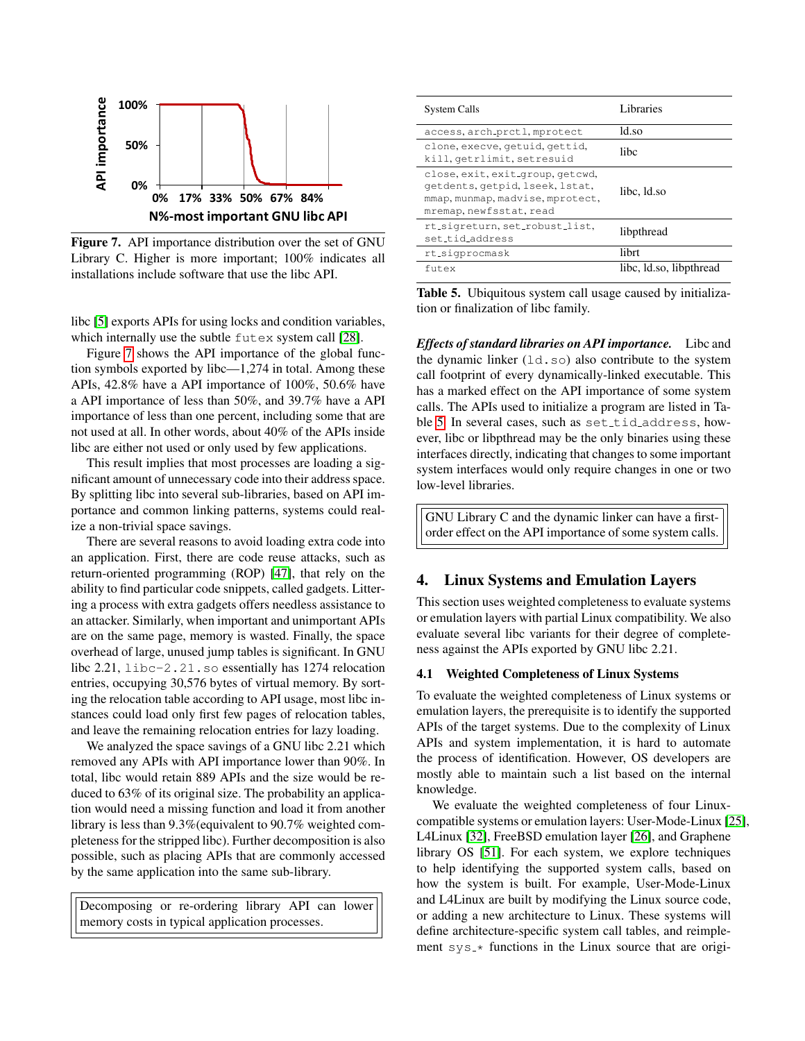Figure 7. API importance distribution over the set of GNU Library C. Higher is more important; 100% indicates all installations include software that use the libc API.

libc [5] exports APIs for using locks and condition variables, which internally use the subtle `futex` system call [28].

Figure 7 shows the API importance of the global function symbols exported by libc—1,274 in total. Among these APIs, 42.8% have a API importance of 100%, 50.6% have a API importance of less than 50%, and 39.7% have a API importance of less than one percent, including some that are not used at all. In other words, about 40% of the APIs inside libc are either not used or only used by few applications.

This result implies that most processes are loading a significant amount of unnecessary code into their address space. By splitting libc into several sub-libraries, based on API importance and common linking patterns, systems could realize a non-trivial space savings.

There are several reasons to avoid loading extra code into an application. First, there are code reuse attacks, such as return-oriented programming (ROP) [47], that rely on the ability to find particular code snippets, called gadgets. Littering a process with extra gadgets offers needless assistance to an attacker. Similarly, when important and unimportant APIs are on the same page, memory is wasted. Finally, the space overhead of large, unused jump tables is significant. In GNU libc 2.21, `libc-2.21.so` essentially has 1274 relocation entries, occupying 30,576 bytes of virtual memory. By sorting the relocation table according to API usage, most libc instances could load only first few pages of relocation tables, and leave the remaining relocation entries for lazy loading.

We analyzed the space savings of a GNU libc 2.21 which removed any APIs with API importance lower than 90%. In total, libc would retain 889 APIs and the size would be reduced to 63% of its original size. The probability an application would need a missing function and load it from another library is less than 9.3%(equivalent to 90.7% weighted completeness for the stripped libc). Further decomposition is also possible, such as placing APIs that are commonly accessed by the same application into the same sub-library.

> Decomposing or re-ordering library API can lower memory costs in typical application processes.

| System Calls | Libraries |
|---|---|
| `access`, `arch_prctl`, `mprotect` | ld.so |
| `clone`, `execve`, `getuid`, `gettid`, `kill`, `getrlimit`, `setresuid` | libc |
| `close`, `exit`, `exit_group`, `getcwd`, `getdents`, `getpid`, `lseek`, `lstat`, `mmap`, `munmap`, `madvise`, `mprotect`, `mremap`, `newfsstat`, `read` | libc, ld.so |
| `rt_sigreturn`, `set_robust_list`, `set_tid_address` | libpthread |
| `rt_sigprocmask` | librt |
| `futex` | libc, ld.so, libpthread |

Table 5. Ubiquitous system call usage caused by initialization or finalization of libc family.

***Effects of standard libraries on API importance.*** Libc and the dynamic linker (`ld.so`) also contribute to the system call footprint of every dynamically-linked executable. This has a marked effect on the API importance of some system calls. The APIs used to initialize a program are listed in Table 5. In several cases, such as `set_tid_address`, however, libc or libpthread may be the only binaries using these interfaces directly, indicating that changes to some important system interfaces would only require changes in one or two low-level libraries.

> GNU Library C and the dynamic linker can have a first-order effect on the API importance of some system calls.

## 4. Linux Systems and Emulation Layers

This section uses weighted completeness to evaluate systems or emulation layers with partial Linux compatibility. We also evaluate several libc variants for their degree of completeness against the APIs exported by GNU libc 2.21.

### 4.1 Weighted Completeness of Linux Systems

To evaluate the weighted completeness of Linux systems or emulation layers, the prerequisite is to identify the supported APIs of the target systems. Due to the complexity of Linux APIs and system implementation, it is hard to automate the process of identification. However, OS developers are mostly able to maintain such a list based on the internal knowledge.

We evaluate the weighted completeness of four Linux-compatible systems or emulation layers: User-Mode-Linux [25], L4Linux [32], FreeBSD emulation layer [26], and Graphene library OS [51]. For each system, we explore techniques to help identifying the supported system calls, based on how the system is built. For example, User-Mode-Linux and L4Linux are built by modifying the Linux source code, or adding a new architecture to Linux. These systems will define architecture-specific system call tables, and reimplement `sys_*` functions in the Linux source that are origi-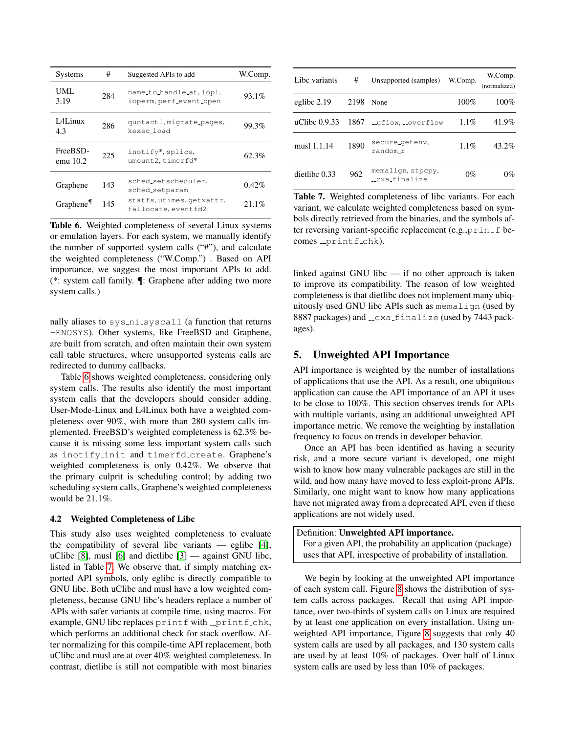| Systems | # | Suggested APIs to add | W.Comp. |
|---|---|---|---|
| UML 3.19 | 284 | `name_to_handle_at`, `iopl`, `ioperm`, `perf_event_open` | 93.1% |
| L4Linux 4.3 | 286 | `quotactl`, `migrate_pages`, `kexec_load` | 99.3% |
| FreeBSD-emu 10.2 | 225 | `inotify*`, `splice`, `umount2`, `timerfd*` | 62.3% |
| Graphene | 143 | `sched_setscheduler`, `sched_setparam` | 0.42% |
| Graphene¶ | 145 | `statfs`, `utimes`, `getxattr`, `fallocate`, `eventfd2` | 21.1% |

**Table 6.** Weighted completeness of several Linux systems or emulation layers. For each system, we manually identify the number of supported system calls ("#"), and calculate the weighted completeness ("W.Comp.") . Based on API importance, we suggest the most important APIs to add. (*: system call family. ¶: Graphene after adding two more system calls.)

nally aliases to `sys_ni_syscall` (a function that returns `-ENOSYS`). Other systems, like FreeBSD and Graphene, are built from scratch, and often maintain their own system call table structures, where unsupported systems calls are redirected to dummy callbacks.

Table 6 shows weighted completeness, considering only system calls. The results also identify the most important system calls that the developers should consider adding. User-Mode-Linux and L4Linux both have a weighted completeness over 90%, with more than 280 system calls implemented. FreeBSD's weighted completeness is 62.3% because it is missing some less important system calls such as `inotify_init` and `timerfd_create`. Graphene's weighted completeness is only 0.42%. We observe that the primary culprit is scheduling control; by adding two scheduling system calls, Graphene's weighted completeness would be 21.1%.

### 4.2 Weighted Completeness of Libc

This study also uses weighted completeness to evaluate the compatibility of several libc variants — eglibc [4], uClibc [8], musl [6] and dietlibc [3] — against GNU libc, listed in Table 7. We observe that, if simply matching exported API symbols, only eglibc is directly compatible to GNU libc. Both uClibc and musl have a low weighted completeness, because GNU libc's headers replace a number of APIs with safer variants at compile time, using macros. For example, GNU libc replaces `printf` with `__printf_chk`, which performs an additional check for stack overflow. After normalizing for this compile-time API replacement, both uClibc and musl are at over 40% weighted completeness. In contrast, dietlibc is still not compatible with most binaries linked against GNU libc — if no other approach is taken to improve its compatibility. The reason of low weighted completeness is that dietlibc does not implement many ubiquitously used GNU libc APIs such as `memalign` (used by 8887 packages) and `__cxa_finalize` (used by 7443 packages).

| Libc variants | # | Unsupported (samples) | W.Comp. | W.Comp. (normalized) |
|---|---|---|---|---|
| eglibc 2.19 | 2198 | None | 100% | 100% |
| uClibc 0.9.33 | 1867 | `__uflow`, `__overflow` | 1.1% | 41.9% |
| musl 1.1.14 | 1890 | `secure_getenv`, `random_r` | 1.1% | 43.2% |
| dietlibc 0.33 | 962 | `memalign`, `stpcpy`, `__cxa_finalize` | 0% | 0% |

**Table 7.** Weighted completeness of libc variants. For each variant, we calculate weighted completeness based on symbols directly retrieved from the binaries, and the symbols after reversing variant-specific replacement (e.g.,`printf` becomes `__printf_chk`).

## 5. Unweighted API Importance

API importance is weighted by the number of installations of applications that use the API. As a result, one ubiquitous application can cause the API importance of an API it uses to be close to 100%. This section observes trends for APIs with multiple variants, using an additional unweighted API importance metric. We remove the weighting by installation frequency to focus on trends in developer behavior.

Once an API has been identified as having a security risk, and a more secure variant is developed, one might wish to know how many vulnerable packages are still in the wild, and how many have moved to less exploit-prone APIs. Similarly, one might want to know how many applications have not migrated away from a deprecated API, even if these applications are not widely used.

> Definition: **Unweighted API importance.**
> For a given API, the probability an application (package) uses that API, irrespective of probability of installation.

We begin by looking at the unweighted API importance of each system call. Figure 8 shows the distribution of system calls across packages. Recall that using API importance, over two-thirds of system calls on Linux are required by at least one application on every installation. Using unweighted API importance, Figure 8 suggests that only 40 system calls are used by all packages, and 130 system calls are used by at least 10% of packages. Over half of Linux system calls are used by less than 10% of packages.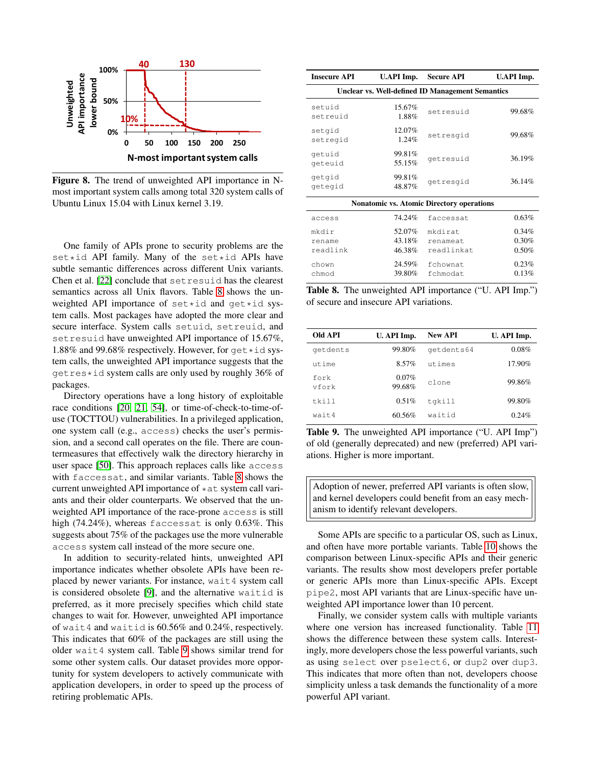Figure 8. The trend of unweighted API importance in N-most important system calls among total 320 system calls of Ubuntu Linux 15.04 with Linux kernel 3.19.

One family of APIs prone to security problems are the set*id API family. Many of the set*id APIs have subtle semantic differences across different Unix variants. Chen et al. [22] conclude that setresuid has the clearest semantics across all Unix flavors. Table 8 shows the unweighted API importance of set*id and get*id system calls. Most packages have adopted the more clear and secure interface. System calls setuid, setreuid, and setresuid have unweighted API importance of 15.67%, 1.88% and 99.68% respectively. However, for get*id system calls, the unweighted API importance suggests that the getres*id system calls are only used by roughly 36% of packages.

Directory operations have a long history of exploitable race conditions [20, 21, 54], or time-of-check-to-time-of-use (TOCTTOU) vulnerabilities. In a privileged application, one system call (e.g., access) checks the user's permission, and a second call operates on the file. There are countermeasures that effectively walk the directory hierarchy in user space [50]. This approach replaces calls like access with faccessat, and similar variants. Table 8 shows the current unweighted API importance of *at system call variants and their older counterparts. We observed that the unweighted API importance of the race-prone access is still high (74.24%), whereas faccessat is only 0.63%. This suggests about 75% of the packages use the more vulnerable access system call instead of the more secure one.

In addition to security-related hints, unweighted API importance indicates whether obsolete APIs have been replaced by newer variants. For instance, wait4 system call is considered obsolete [9], and the alternative waitid is preferred, as it more precisely specifies which child state changes to wait for. However, unweighted API importance of wait4 and waitid is 60.56% and 0.24%, respectively. This indicates that 60% of the packages are still using the older wait4 system call. Table 9 shows similar trend for some other system calls. Our dataset provides more opportunity for system developers to actively communicate with application developers, in order to speed up the process of retiring problematic APIs.

| Insecure API | U.API Imp. | Secure API | U.API Imp. |
|---|---|---|---|
| **Unclear vs. Well-defined ID Management Semantics** | | | |
| setuid<br>setreuid | 15.67%<br>1.88% | setresuid | 99.68% |
| setgid<br>setregid | 12.07%<br>1.24% | setresgid | 99.68% |
| getuid<br>geteuid | 99.81%<br>55.15% | getresuid | 36.19% |
| getgid<br>getegid | 99.81%<br>48.87% | getresgid | 36.14% |
| **Nonatomic vs. Atomic Directory operations** | | | |
| access | 74.24% | faccessat | 0.63% |
| mkdir | 52.07% | mkdirat | 0.34% |
| rename | 43.18% | renameat | 0.30% |
| readlink | 46.38% | readlinkat | 0.50% |
| chown | 24.59% | fchownat | 0.23% |
| chmod | 39.80% | fchmodat | 0.13% |

Table 8. The unweighted API importance ("U. API Imp.") of secure and insecure API variations.

| Old API | U. API Imp. | New API | U. API Imp. |
|---|---|---|---|
| getdents | 99.80% | getdents64 | 0.08% |
| utime | 8.57% | utimes | 17.90% |
| fork<br>vfork | 0.07%<br>99.68% | clone | 99.86% |
| tkill | 0.51% | tgkill | 99.80% |
| wait4 | 60.56% | waitid | 0.24% |

Table 9. The unweighted API importance ("U. API Imp") of old (generally deprecated) and new (preferred) API variations. Higher is more important.

> Adoption of newer, preferred API variants is often slow, and kernel developers could benefit from an easy mechanism to identify relevant developers.

Some APIs are specific to a particular OS, such as Linux, and often have more portable variants. Table 10 shows the comparison between Linux-specific APIs and their generic variants. The results show most developers prefer portable or generic APIs more than Linux-specific APIs. Except pipe2, most API variants that are Linux-specific have unweighted API importance lower than 10 percent.

Finally, we consider system calls with multiple variants where one version has increased functionality. Table 11 shows the difference between these system calls. Interestingly, more developers chose the less powerful variants, such as using select over pselect6, or dup2 over dup3. This indicates that more often than not, developers choose simplicity unless a task demands the functionality of a more powerful API variant.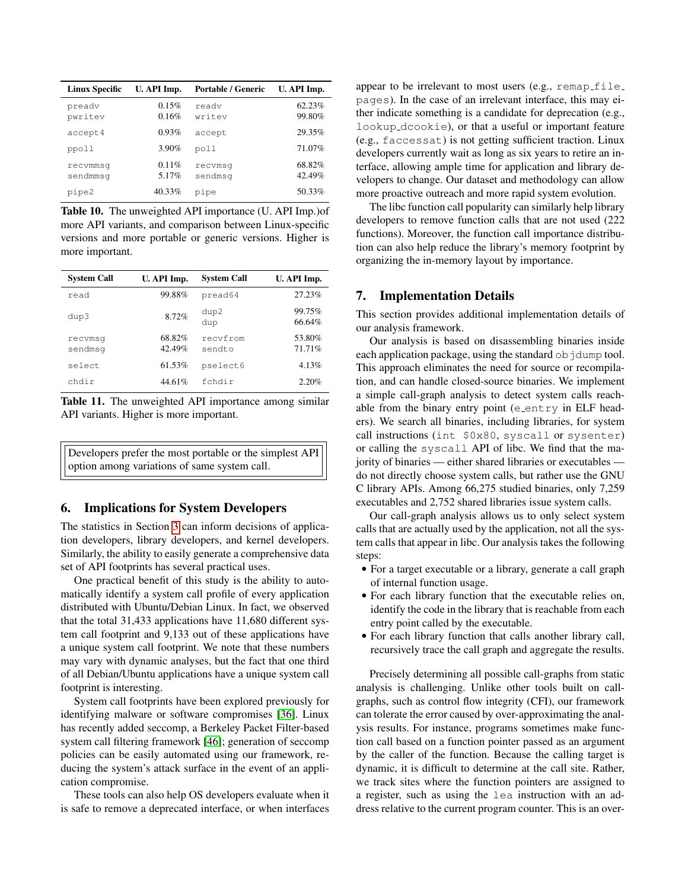| Linux Specific | U. API Imp. | Portable / Generic | U. API Imp. |
|---|---|---|---|
| preadv | 0.15% | readv | 62.23% |
| pwritev | 0.16% | writev | 99.80% |
| accept4 | 0.93% | accept | 29.35% |
| ppoll | 3.90% | poll | 71.07% |
| recvmmsg | 0.11% | recvmsg | 68.82% |
| sendmmsg | 5.17% | sendmsg | 42.49% |
| pipe2 | 40.33% | pipe | 50.33% |

**Table 10.** The unweighted API importance (U. API Imp.)of more API variants, and comparison between Linux-specific versions and more portable or generic versions. Higher is more important.

| System Call | U. API Imp. | System Call | U. API Imp. |
|---|---|---|---|
| read | 99.88% | pread64 | 27.23% |
| dup3 | 8.72% | dup2 | 99.75% |
| | | dup | 66.64% |
| recvmsg | 68.82% | recvfrom | 53.80% |
| sendmsg | 42.49% | sendto | 71.71% |
| select | 61.53% | pselect6 | 4.13% |
| chdir | 44.61% | fchdir | 2.20% |

**Table 11.** The unweighted API importance among similar API variants. Higher is more important.

> Developers prefer the most portable or the simplest API option among variations of same system call.

## 6. Implications for System Developers

The statistics in Section 3 can inform decisions of application developers, library developers, and kernel developers. Similarly, the ability to easily generate a comprehensive data set of API footprints has several practical uses.

One practical benefit of this study is the ability to automatically identify a system call profile of every application distributed with Ubuntu/Debian Linux. In fact, we observed that the total 31,433 applications have 11,680 different system call footprint and 9,133 out of these applications have a unique system call footprint. We note that these numbers may vary with dynamic analyses, but the fact that one third of all Debian/Ubuntu applications have a unique system call footprint is interesting.

System call footprints have been explored previously for identifying malware or software compromises [36]. Linux has recently added seccomp, a Berkeley Packet Filter-based system call filtering framework [46]; generation of seccomp policies can be easily automated using our framework, reducing the system's attack surface in the event of an application compromise.

These tools can also help OS developers evaluate when it is safe to remove a deprecated interface, or when interfaces appear to be irrelevant to most users (e.g., remap_file_pages). In the case of an irrelevant interface, this may either indicate something is a candidate for deprecation (e.g., lookup_dcookie), or that a useful or important feature (e.g., faccessat) is not getting sufficient traction. Linux developers currently wait as long as six years to retire an interface, allowing ample time for application and library developers to change. Our dataset and methodology can allow more proactive outreach and more rapid system evolution.

The libc function call popularity can similarly help library developers to remove function calls that are not used (222 functions). Moreover, the function call importance distribution can also help reduce the library's memory footprint by organizing the in-memory layout by importance.

## 7. Implementation Details

This section provides additional implementation details of our analysis framework.

Our analysis is based on disassembling binaries inside each application package, using the standard objdump tool. This approach eliminates the need for source or recompilation, and can handle closed-source binaries. We implement a simple call-graph analysis to detect system calls reachable from the binary entry point (e_entry in ELF headers). We search all binaries, including libraries, for system call instructions (int $0x80, syscall or sysenter) or calling the syscall API of libc. We find that the majority of binaries — either shared libraries or executables — do not directly choose system calls, but rather use the GNU C library APIs. Among 66,275 studied binaries, only 7,259 executables and 2,752 shared libraries issue system calls.

Our call-graph analysis allows us to only select system calls that are actually used by the application, not all the system calls that appear in libc. Our analysis takes the following steps:

- For a target executable or a library, generate a call graph of internal function usage.
- For each library function that the executable relies on, identify the code in the library that is reachable from each entry point called by the executable.
- For each library function that calls another library call, recursively trace the call graph and aggregate the results.

Precisely determining all possible call-graphs from static analysis is challenging. Unlike other tools built on call-graphs, such as control flow integrity (CFI), our framework can tolerate the error caused by over-approximating the analysis results. For instance, programs sometimes make function call based on a function pointer passed as an argument by the caller of the function. Because the calling target is dynamic, it is difficult to determine at the call site. Rather, we track sites where the function pointers are assigned to a register, such as using the lea instruction with an address relative to the current program counter. This is an over-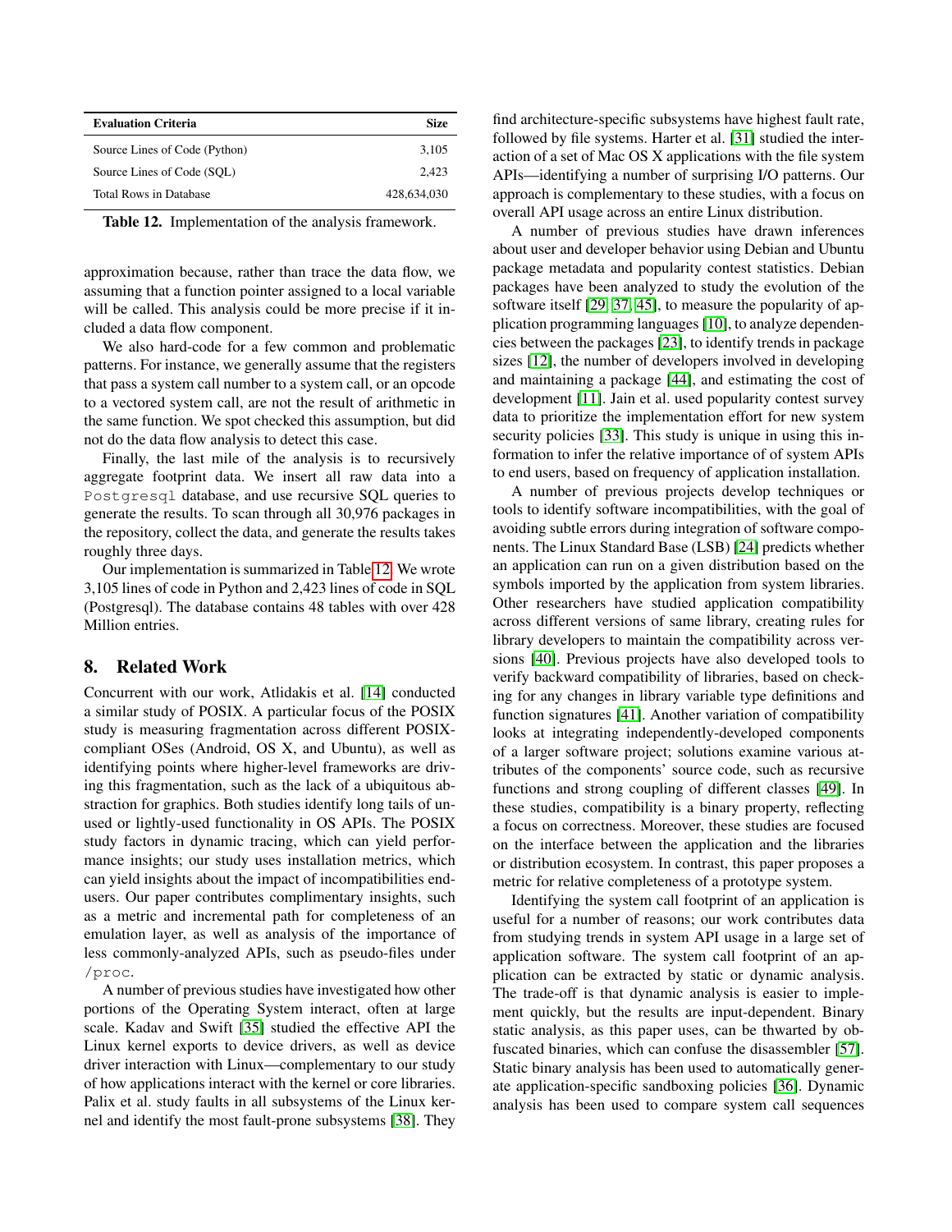| Evaluation Criteria | Size |
|---|---|
| Source Lines of Code (Python) | 3,105 |
| Source Lines of Code (SQL) | 2,423 |
| Total Rows in Database | 428,634,030 |

**Table 12.** Implementation of the analysis framework.

approximation because, rather than trace the data flow, we assuming that a function pointer assigned to a local variable will be called. This analysis could be more precise if it included a data flow component.

We also hard-code for a few common and problematic patterns. For instance, we generally assume that the registers that pass a system call number to a system call, or an opcode to a vectored system call, are not the result of arithmetic in the same function. We spot checked this assumption, but did not do the data flow analysis to detect this case.

Finally, the last mile of the analysis is to recursively aggregate footprint data. We insert all raw data into a `Postgresql` database, and use recursive SQL queries to generate the results. To scan through all 30,976 packages in the repository, collect the data, and generate the results takes roughly three days.

Our implementation is summarized in Table 12. We wrote 3,105 lines of code in Python and 2,423 lines of code in SQL (Postgresql). The database contains 48 tables with over 428 Million entries.

## 8. Related Work

Concurrent with our work, Atlidakis et al. [14] conducted a similar study of POSIX. A particular focus of the POSIX study is measuring fragmentation across different POSIX-compliant OSes (Android, OS X, and Ubuntu), as well as identifying points where higher-level frameworks are driving this fragmentation, such as the lack of a ubiquitous abstraction for graphics. Both studies identify long tails of unused or lightly-used functionality in OS APIs. The POSIX study factors in dynamic tracing, which can yield performance insights; our study uses installation metrics, which can yield insights about the impact of incompatibilities end-users. Our paper contributes complimentary insights, such as a metric and incremental path for completeness of an emulation layer, as well as analysis of the importance of less commonly-analyzed APIs, such as pseudo-files under `/proc`.

A number of previous studies have investigated how other portions of the Operating System interact, often at large scale. Kadav and Swift [35] studied the effective API the Linux kernel exports to device drivers, as well as device driver interaction with Linux—complementary to our study of how applications interact with the kernel or core libraries. Palix et al. study faults in all subsystems of the Linux kernel and identify the most fault-prone subsystems [38]. They find architecture-specific subsystems have highest fault rate, followed by file systems. Harter et al. [31] studied the interaction of a set of Mac OS X applications with the file system APIs—identifying a number of surprising I/O patterns. Our approach is complementary to these studies, with a focus on overall API usage across an entire Linux distribution.

A number of previous studies have drawn inferences about user and developer behavior using Debian and Ubuntu package metadata and popularity contest statistics. Debian packages have been analyzed to study the evolution of the software itself [29, 37, 45], to measure the popularity of application programming languages [10], to analyze dependencies between the packages [23], to identify trends in package sizes [12], the number of developers involved in developing and maintaining a package [44], and estimating the cost of development [11]. Jain et al. used popularity contest survey data to prioritize the implementation effort for new system security policies [33]. This study is unique in using this information to infer the relative importance of of system APIs to end users, based on frequency of application installation.

A number of previous projects develop techniques or tools to identify software incompatibilities, with the goal of avoiding subtle errors during integration of software components. The Linux Standard Base (LSB) [24] predicts whether an application can run on a given distribution based on the symbols imported by the application from system libraries. Other researchers have studied application compatibility across different versions of same library, creating rules for library developers to maintain the compatibility across versions [40]. Previous projects have also developed tools to verify backward compatibility of libraries, based on checking for any changes in library variable type definitions and function signatures [41]. Another variation of compatibility looks at integrating independently-developed components of a larger software project; solutions examine various attributes of the components' source code, such as recursive functions and strong coupling of different classes [49]. In these studies, compatibility is a binary property, reflecting a focus on correctness. Moreover, these studies are focused on the interface between the application and the libraries or distribution ecosystem. In contrast, this paper proposes a metric for relative completeness of a prototype system.

Identifying the system call footprint of an application is useful for a number of reasons; our work contributes data from studying trends in system API usage in a large set of application software. The system call footprint of an application can be extracted by static or dynamic analysis. The trade-off is that dynamic analysis is easier to implement quickly, but the results are input-dependent. Binary static analysis, as this paper uses, can be thwarted by obfuscated binaries, which can confuse the disassembler [57]. Static binary analysis has been used to automatically generate application-specific sandboxing policies [36]. Dynamic analysis has been used to compare system call sequences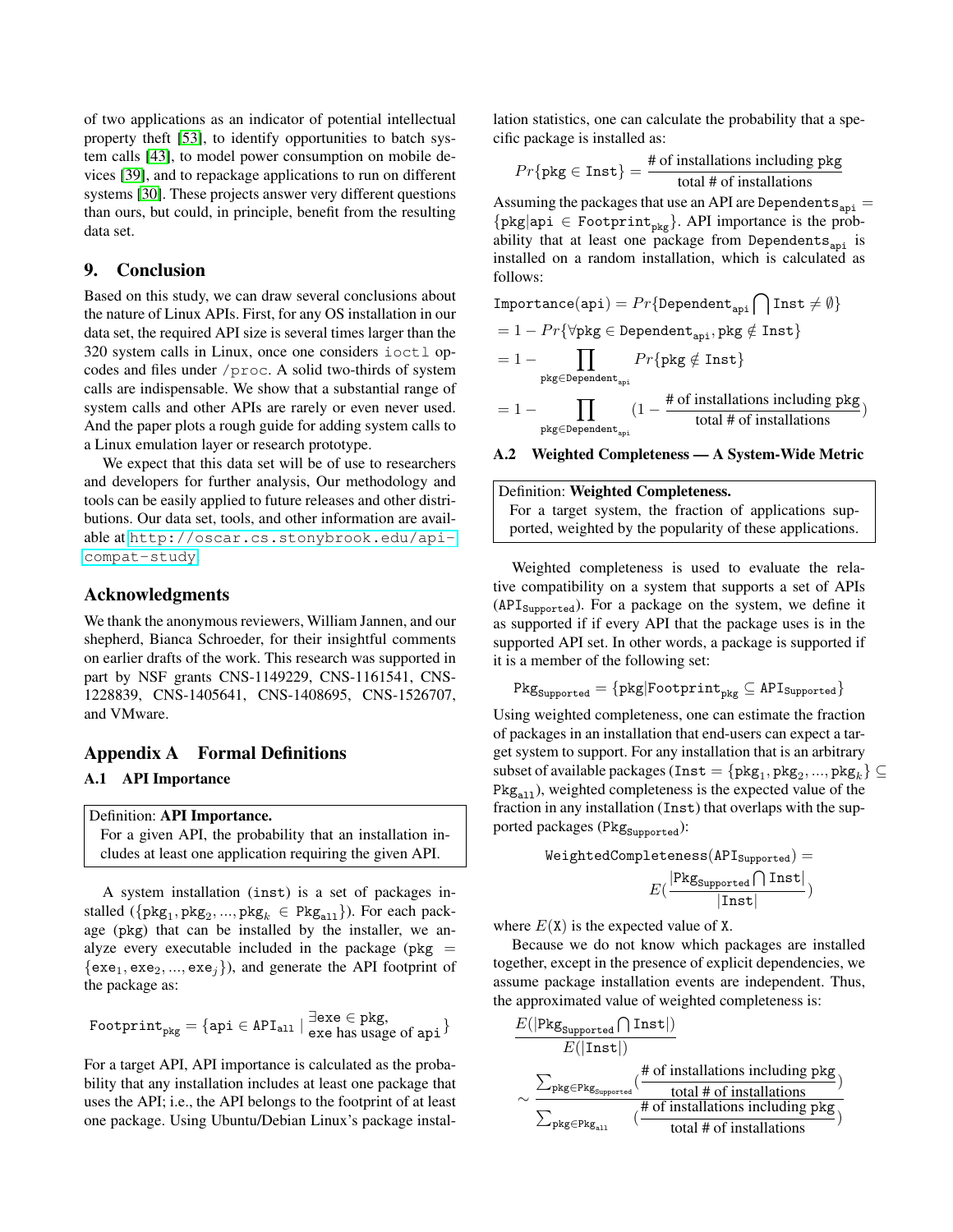of two applications as an indicator of potential intellectual property theft [53], to identify opportunities to batch system calls [43], to model power consumption on mobile devices [39], and to repackage applications to run on different systems [30]. These projects answer very different questions than ours, but could, in principle, benefit from the resulting data set.

## 9. Conclusion

Based on this study, we can draw several conclusions about the nature of Linux APIs. First, for any OS installation in our data set, the required API size is several times larger than the 320 system calls in Linux, once one considers `ioctl` opcodes and files under `/proc`. A solid two-thirds of system calls are indispensable. We show that a substantial range of system calls and other APIs are rarely or even never used. And the paper plots a rough guide for adding system calls to a Linux emulation layer or research prototype.

We expect that this data set will be of use to researchers and developers for further analysis, Our methodology and tools can be easily applied to future releases and other distributions. Our data set, tools, and other information are available at http://oscar.cs.stonybrook.edu/api-compat-study.

## Acknowledgments

We thank the anonymous reviewers, William Jannen, and our shepherd, Bianca Schroeder, for their insightful comments on earlier drafts of the work. This research was supported in part by NSF grants CNS-1149229, CNS-1161541, CNS-1228839, CNS-1405641, CNS-1408695, CNS-1526707, and VMware.

## Appendix A Formal Definitions

### A.1 API Importance

> Definition: **API Importance.**
> For a given API, the probability that an installation includes at least one application requiring the given API.

A system installation (inst) is a set of packages installed ($\{\texttt{pkg}_1, \texttt{pkg}_2, ..., \texttt{pkg}_k \in \texttt{Pkg}_{\texttt{all}}\}$). For each package (pkg) that can be installed by the installer, we analyze every executable included in the package ($\texttt{pkg} = \{\texttt{exe}_1, \texttt{exe}_2, ..., \texttt{exe}_j\}$), and generate the API footprint of the package as:

$$\texttt{Footprint}_{\texttt{pkg}} = \{\texttt{api} \in \texttt{API}_{\texttt{all}} \mid \begin{array}{l}\exists \texttt{exe} \in \texttt{pkg},\\ \texttt{exe has usage of api}\end{array}\}$$

For a target API, API importance is calculated as the probability that any installation includes at least one package that uses the API; i.e., the API belongs to the footprint of at least one package. Using Ubuntu/Debian Linux's package installation statistics, one can calculate the probability that a specific package is installed as:

$$Pr\{\texttt{pkg} \in \texttt{Inst}\} = \frac{\text{\# of installations including pkg}}{\text{total \# of installations}}$$

Assuming the packages that use an API are $\texttt{Dependents}_{\texttt{api}} = \{\texttt{pkg} | \texttt{api} \in \texttt{Footprint}_{\texttt{pkg}}\}$. API importance is the probability that at least one package from $\texttt{Dependents}_{\texttt{api}}$ is installed on a random installation, which is calculated as follows:

$$\begin{aligned}
&\texttt{Importance}(\texttt{api}) = Pr\{\texttt{Dependent}_{\texttt{api}} \bigcap \texttt{Inst} \neq \emptyset\}\\
&= 1 - Pr\{\forall \texttt{pkg} \in \texttt{Dependent}_{\texttt{api}}, \texttt{pkg} \notin \texttt{Inst}\}\\
&= 1 - \prod_{\texttt{pkg} \in \texttt{Dependent}_{\texttt{api}}} Pr\{\texttt{pkg} \notin \texttt{Inst}\}\\
&= 1 - \prod_{\texttt{pkg} \in \texttt{Dependent}_{\texttt{api}}} \left(1 - \frac{\text{\# of installations including pkg}}{\text{total \# of installations}}\right)
\end{aligned}$$

### A.2 Weighted Completeness — A System-Wide Metric

> Definition: **Weighted Completeness.**
> For a target system, the fraction of applications supported, weighted by the popularity of these applications.

Weighted completeness is used to evaluate the relative compatibility on a system that supports a set of APIs ($\texttt{API}_{\texttt{Supported}}$). For a package on the system, we define it as supported if if every API that the package uses is in the supported API set. In other words, a package is supported if it is a member of the following set:

$$\texttt{Pkg}_{\texttt{Supported}} = \{\texttt{pkg} | \texttt{Footprint}_{\texttt{pkg}} \subseteq \texttt{API}_{\texttt{Supported}}\}$$

Using weighted completeness, one can estimate the fraction of packages in an installation that end-users can expect a target system to support. For any installation that is an arbitrary subset of available packages ($\texttt{Inst} = \{\texttt{pkg}_1, \texttt{pkg}_2, ..., \texttt{pkg}_k\} \subseteq \texttt{Pkg}_{\texttt{all}}$), weighted completeness is the expected value of the fraction in any installation ($\texttt{Inst}$) that overlaps with the supported packages ($\texttt{Pkg}_{\texttt{Supported}}$):

$$\texttt{WeightedCompleteness}(\texttt{API}_{\texttt{Supported}}) = E\left(\frac{|\texttt{Pkg}_{\texttt{Supported}} \bigcap \texttt{Inst}|}{|\texttt{Inst}|}\right)$$

where $E(\texttt{X})$ is the expected value of $\texttt{X}$.

Because we do not know which packages are installed together, except in the presence of explicit dependencies, we assume package installation events are independent. Thus, the approximated value of weighted completeness is:

$$\frac{E(|\texttt{Pkg}_{\texttt{Supported}} \bigcap \texttt{Inst}|)}{E(|\texttt{Inst}|)} \sim \frac{\sum_{\texttt{pkg} \in \texttt{Pkg}_{\texttt{Supported}}} \left(\frac{\text{\# of installations including pkg}}{\text{total \# of installations}}\right)}{\sum_{\texttt{pkg} \in \texttt{Pkg}_{\texttt{all}}} \left(\frac{\text{\# of installations including pkg}}{\text{total \# of installations}}\right)}$$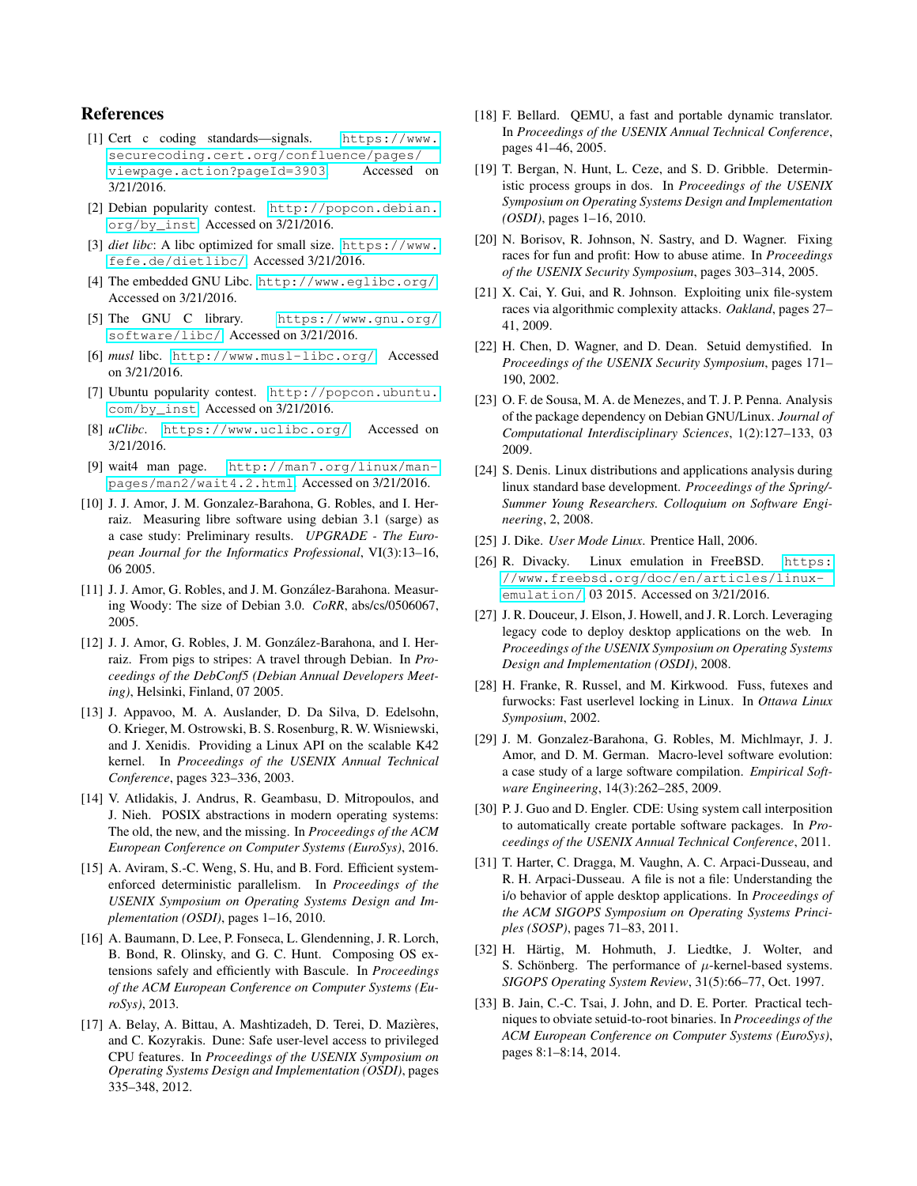## References

[1] Cert c coding standards—signals. https://www.securecoding.cert.org/confluence/pages/viewpage.action?pageId=3903 Accessed on 3/21/2016.

[2] Debian popularity contest. http://popcon.debian.org/by_inst Accessed on 3/21/2016.

[3] *diet libc*: A libc optimized for small size. https://www.fefe.de/dietlibc/ Accessed 3/21/2016.

[4] The embedded GNU Libc. http://www.eglibc.org/ Accessed on 3/21/2016.

[5] The GNU C library. https://www.gnu.org/software/libc/ Accessed on 3/21/2016.

[6] *musl* libc. http://www.musl-libc.org/ Accessed on 3/21/2016.

[7] Ubuntu popularity contest. http://popcon.ubuntu.com/by_inst Accessed on 3/21/2016.

[8] *uClibc*. https://www.uclibc.org/ Accessed on 3/21/2016.

[9] wait4 man page. http://man7.org/linux/man-pages/man2/wait4.2.html Accessed on 3/21/2016.

[10] J. J. Amor, J. M. Gonzalez-Barahona, G. Robles, and I. Herraiz. Measuring libre software using debian 3.1 (sarge) as a case study: Preliminary results. *UPGRADE - The European Journal for the Informatics Professional*, VI(3):13–16, 06 2005.

[11] J. J. Amor, G. Robles, and J. M. González-Barahona. Measuring Woody: The size of Debian 3.0. *CoRR*, abs/cs/0506067, 2005.

[12] J. J. Amor, G. Robles, J. M. González-Barahona, and I. Herraiz. From pigs to stripes: A travel through Debian. In *Proceedings of the DebConf5 (Debian Annual Developers Meeting)*, Helsinki, Finland, 07 2005.

[13] J. Appavoo, M. A. Auslander, D. Da Silva, D. Edelsohn, O. Krieger, M. Ostrowski, B. S. Rosenburg, R. W. Wisniewski, and J. Xenidis. Providing a Linux API on the scalable K42 kernel. In *Proceedings of the USENIX Annual Technical Conference*, pages 323–336, 2003.

[14] V. Atlidakis, J. Andrus, R. Geambasu, D. Mitropoulos, and J. Nieh. POSIX abstractions in modern operating systems: The old, the new, and the missing. In *Proceedings of the ACM European Conference on Computer Systems (EuroSys)*, 2016.

[15] A. Aviram, S.-C. Weng, S. Hu, and B. Ford. Efficient system-enforced deterministic parallelism. In *Proceedings of the USENIX Symposium on Operating Systems Design and Implementation (OSDI)*, pages 1–16, 2010.

[16] A. Baumann, D. Lee, P. Fonseca, L. Glendenning, J. R. Lorch, B. Bond, R. Olinsky, and G. C. Hunt. Composing OS extensions safely and efficiently with Bascule. In *Proceedings of the ACM European Conference on Computer Systems (EuroSys)*, 2013.

[17] A. Belay, A. Bittau, A. Mashtizadeh, D. Terei, D. Mazières, and C. Kozyrakis. Dune: Safe user-level access to privileged CPU features. In *Proceedings of the USENIX Symposium on Operating Systems Design and Implementation (OSDI)*, pages 335–348, 2012.

[18] F. Bellard. QEMU, a fast and portable dynamic translator. In *Proceedings of the USENIX Annual Technical Conference*, pages 41–46, 2005.

[19] T. Bergan, N. Hunt, L. Ceze, and S. D. Gribble. Deterministic process groups in dos. In *Proceedings of the USENIX Symposium on Operating Systems Design and Implementation (OSDI)*, pages 1–16, 2010.

[20] N. Borisov, R. Johnson, N. Sastry, and D. Wagner. Fixing races for fun and profit: How to abuse atime. In *Proceedings of the USENIX Security Symposium*, pages 303–314, 2005.

[21] X. Cai, Y. Gui, and R. Johnson. Exploiting unix file-system races via algorithmic complexity attacks. *Oakland*, pages 27–41, 2009.

[22] H. Chen, D. Wagner, and D. Dean. Setuid demystified. In *Proceedings of the USENIX Security Symposium*, pages 171–190, 2002.

[23] O. F. de Sousa, M. A. de Menezes, and T. J. P. Penna. Analysis of the package dependency on Debian GNU/Linux. *Journal of Computational Interdisciplinary Sciences*, 1(2):127–133, 03 2009.

[24] S. Denis. Linux distributions and applications analysis during linux standard base development. *Proceedings of the Spring/Summer Young Researchers. Colloquium on Software Engineering*, 2, 2008.

[25] J. Dike. *User Mode Linux*. Prentice Hall, 2006.

[26] R. Divacky. Linux emulation in FreeBSD. https://www.freebsd.org/doc/en/articles/linux-emulation/ 03 2015. Accessed on 3/21/2016.

[27] J. R. Douceur, J. Elson, J. Howell, and J. R. Lorch. Leveraging legacy code to deploy desktop applications on the web. In *Proceedings of the USENIX Symposium on Operating Systems Design and Implementation (OSDI)*, 2008.

[28] H. Franke, R. Russel, and M. Kirkwood. Fuss, futexes and furwocks: Fast userlevel locking in Linux. In *Ottawa Linux Symposium*, 2002.

[29] J. M. Gonzalez-Barahona, G. Robles, M. Michlmayr, J. J. Amor, and D. M. German. Macro-level software evolution: a case study of a large software compilation. *Empirical Software Engineering*, 14(3):262–285, 2009.

[30] P. J. Guo and D. Engler. CDE: Using system call interposition to automatically create portable software packages. In *Proceedings of the USENIX Annual Technical Conference*, 2011.

[31] T. Harter, C. Dragga, M. Vaughn, A. C. Arpaci-Dusseau, and R. H. Arpaci-Dusseau. A file is not a file: Understanding the i/o behavior of apple desktop applications. In *Proceedings of the ACM SIGOPS Symposium on Operating Systems Principles (SOSP)*, pages 71–83, 2011.

[32] H. Härtig, M. Hohmuth, J. Liedtke, J. Wolter, and S. Schönberg. The performance of $\mu$-kernel-based systems. *SIGOPS Operating System Review*, 31(5):66–77, Oct. 1997.

[33] B. Jain, C.-C. Tsai, J. John, and D. E. Porter. Practical techniques to obviate setuid-to-root binaries. In *Proceedings of the ACM European Conference on Computer Systems (EuroSys)*, pages 8:1–8:14, 2014.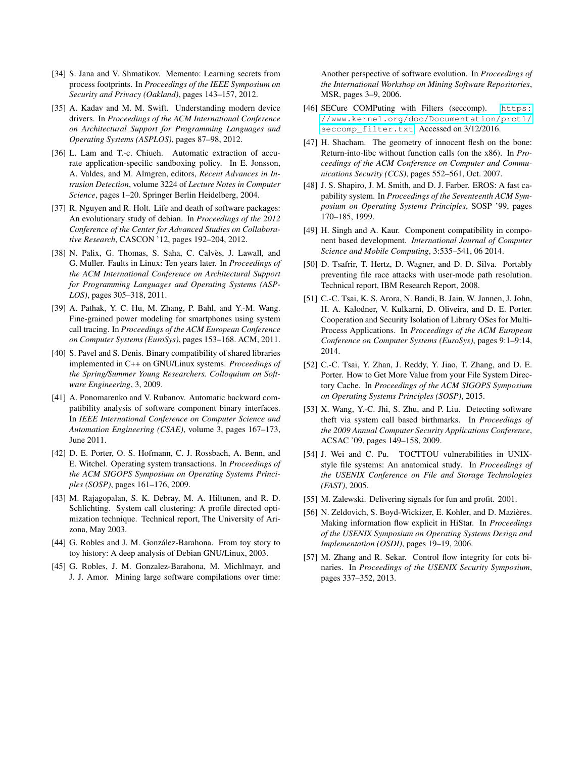[34] S. Jana and V. Shmatikov. Memento: Learning secrets from process footprints. In *Proceedings of the IEEE Symposium on Security and Privacy (Oakland)*, pages 143–157, 2012.

[35] A. Kadav and M. M. Swift. Understanding modern device drivers. In *Proceedings of the ACM International Conference on Architectural Support for Programming Languages and Operating Systems (ASPLOS)*, pages 87–98, 2012.

[36] L. Lam and T.-c. Chiueh. Automatic extraction of accurate application-specific sandboxing policy. In E. Jonsson, A. Valdes, and M. Almgren, editors, *Recent Advances in Intrusion Detection*, volume 3224 of *Lecture Notes in Computer Science*, pages 1–20. Springer Berlin Heidelberg, 2004.

[37] R. Nguyen and R. Holt. Life and death of software packages: An evolutionary study of debian. In *Proceedings of the 2012 Conference of the Center for Advanced Studies on Collaborative Research*, CASCON '12, pages 192–204, 2012.

[38] N. Palix, G. Thomas, S. Saha, C. Calvès, J. Lawall, and G. Muller. Faults in Linux: Ten years later. In *Proceedings of the ACM International Conference on Architectural Support for Programming Languages and Operating Systems (ASPLOS)*, pages 305–318, 2011.

[39] A. Pathak, Y. C. Hu, M. Zhang, P. Bahl, and Y.-M. Wang. Fine-grained power modeling for smartphones using system call tracing. In *Proceedings of the ACM European Conference on Computer Systems (EuroSys)*, pages 153–168. ACM, 2011.

[40] S. Pavel and S. Denis. Binary compatibility of shared libraries implemented in C++ on GNU/Linux systems. *Proceedings of the Spring/Summer Young Researchers. Colloquium on Software Engineering*, 3, 2009.

[41] A. Ponomarenko and V. Rubanov. Automatic backward compatibility analysis of software component binary interfaces. In *IEEE International Conference on Computer Science and Automation Engineering (CSAE)*, volume 3, pages 167–173, June 2011.

[42] D. E. Porter, O. S. Hofmann, C. J. Rossbach, A. Benn, and E. Witchel. Operating system transactions. In *Proceedings of the ACM SIGOPS Symposium on Operating Systems Principles (SOSP)*, pages 161–176, 2009.

[43] M. Rajagopalan, S. K. Debray, M. A. Hiltunen, and R. D. Schlichting. System call clustering: A profile directed optimization technique. Technical report, The University of Arizona, May 2003.

[44] G. Robles and J. M. González-Barahona. From toy story to toy history: A deep analysis of Debian GNU/Linux, 2003.

[45] G. Robles, J. M. Gonzalez-Barahona, M. Michlmayr, and J. J. Amor. Mining large software compilations over time: Another perspective of software evolution. In *Proceedings of the International Workshop on Mining Software Repositories*, MSR, pages 3–9, 2006.

[46] SECure COMPuting with Filters (seccomp). `https://www.kernel.org/doc/Documentation/prctl/seccomp_filter.txt`. Accessed on 3/12/2016.

[47] H. Shacham. The geometry of innocent flesh on the bone: Return-into-libc without function calls (on the x86). In *Proceedings of the ACM Conference on Computer and Communications Security (CCS)*, pages 552–561, Oct. 2007.

[48] J. S. Shapiro, J. M. Smith, and D. J. Farber. EROS: A fast capability system. In *Proceedings of the Seventeenth ACM Symposium on Operating Systems Principles*, SOSP '99, pages 170–185, 1999.

[49] H. Singh and A. Kaur. Component compatibility in component based development. *International Journal of Computer Science and Mobile Computing*, 3:535–541, 06 2014.

[50] D. Tsafrir, T. Hertz, D. Wagner, and D. D. Silva. Portably preventing file race attacks with user-mode path resolution. Technical report, IBM Research Report, 2008.

[51] C.-C. Tsai, K. S. Arora, N. Bandi, B. Jain, W. Jannen, J. John, H. A. Kalodner, V. Kulkarni, D. Oliveira, and D. E. Porter. Cooperation and Security Isolation of Library OSes for Multi-Process Applications. In *Proceedings of the ACM European Conference on Computer Systems (EuroSys)*, pages 9:1–9:14, 2014.

[52] C.-C. Tsai, Y. Zhan, J. Reddy, Y. Jiao, T. Zhang, and D. E. Porter. How to Get More Value from your File System Directory Cache. In *Proceedings of the ACM SIGOPS Symposium on Operating Systems Principles (SOSP)*, 2015.

[53] X. Wang, Y.-C. Jhi, S. Zhu, and P. Liu. Detecting software theft via system call based birthmarks. In *Proceedings of the 2009 Annual Computer Security Applications Conference*, ACSAC '09, pages 149–158, 2009.

[54] J. Wei and C. Pu. TOCTTOU vulnerabilities in UNIX-style file systems: An anatomical study. In *Proceedings of the USENIX Conference on File and Storage Technologies (FAST)*, 2005.

[55] M. Zalewski. Delivering signals for fun and profit. 2001.

[56] N. Zeldovich, S. Boyd-Wickizer, E. Kohler, and D. Mazières. Making information flow explicit in HiStar. In *Proceedings of the USENIX Symposium on Operating Systems Design and Implementation (OSDI)*, pages 19–19, 2006.

[57] M. Zhang and R. Sekar. Control flow integrity for cots binaries. In *Proceedings of the USENIX Security Symposium*, pages 337–352, 2013.